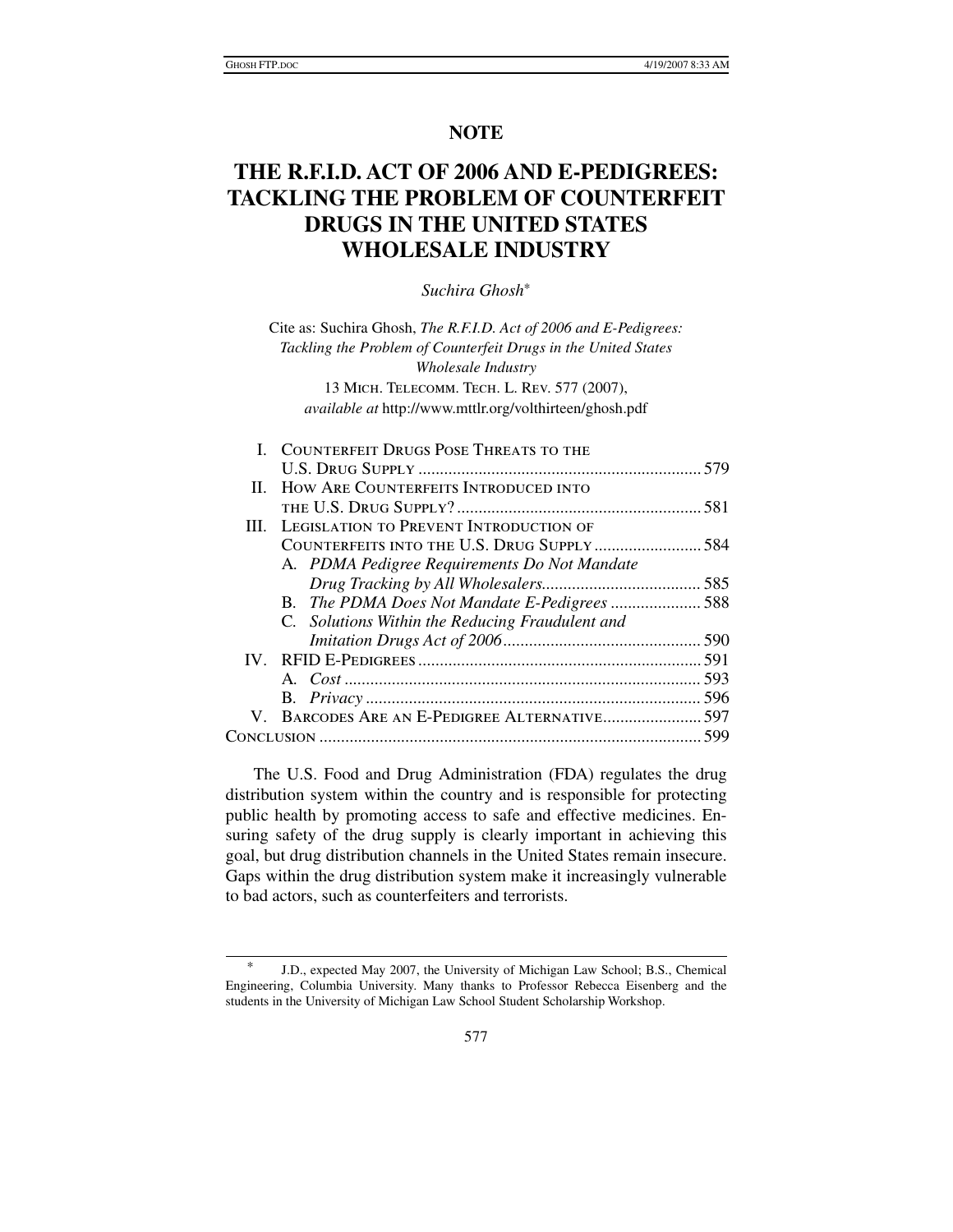## NOTE

# THE R.F.I.D. ACT OF 2006 AND E-PEDIGREES: TACKLING THE PROBLEM OF COUNTERFEIT DRUGS IN THE UNITED STATES WHOLESALE INDUSTRY

*Suchira Ghosh**

Cite as: Suchira Ghosh, *The R.F.I.D. Act of 2006 and E-Pedigrees: Tackling the Problem of Counterfeit Drugs in the United States Wholesale Industry*
13 Mich. Telecomm. Tech. L. Rev. 577 (2007),
*available at* http://www.mttlr.org/volthirteen/ghosh.pdf

| | | |
|---|---|---|
| I. | Counterfeit Drugs Pose Threats to the U.S. Drug Supply | 579 |
| II. | How Are Counterfeits Introduced into the U.S. Drug Supply? | 581 |
| III. | Legislation to Prevent Introduction of Counterfeits into the U.S. Drug Supply | 584 |
| | A. *PDMA Pedigree Requirements Do Not Mandate Drug Tracking by All Wholesalers* | 585 |
| | B. *The PDMA Does Not Mandate E-Pedigrees* | 588 |
| | C. *Solutions Within the Reducing Fraudulent and Imitation Drugs Act of 2006* | 590 |
| IV. | RFID E-Pedigrees | 591 |
| | A. *Cost* | 593 |
| | B. *Privacy* | 596 |
| V. | Barcodes Are an E-Pedigree Alternative | 597 |
| Conclusion | | 599 |

The U.S. Food and Drug Administration (FDA) regulates the drug distribution system within the country and is responsible for protecting public health by promoting access to safe and effective medicines. Ensuring safety of the drug supply is clearly important in achieving this goal, but drug distribution channels in the United States remain insecure. Gaps within the drug distribution system make it increasingly vulnerable to bad actors, such as counterfeiters and terrorists.

---

\* J.D., expected May 2007, the University of Michigan Law School; B.S., Chemical Engineering, Columbia University. Many thanks to Professor Rebecca Eisenberg and the students in the University of Michigan Law School Student Scholarship Workshop.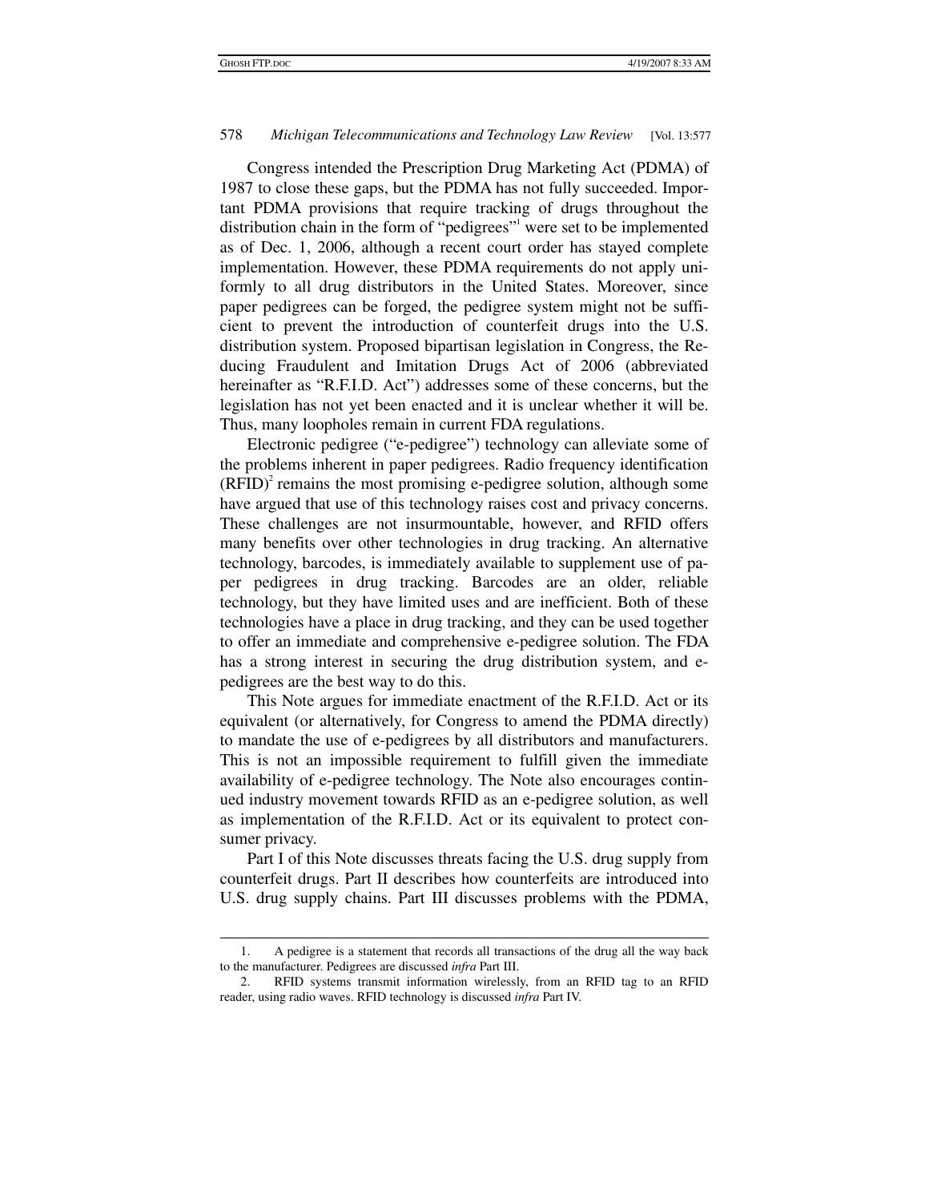Congress intended the Prescription Drug Marketing Act (PDMA) of 1987 to close these gaps, but the PDMA has not fully succeeded. Important PDMA provisions that require tracking of drugs throughout the distribution chain in the form of "pedigrees"[1] were set to be implemented as of Dec. 1, 2006, although a recent court order has stayed complete implementation. However, these PDMA requirements do not apply uniformly to all drug distributors in the United States. Moreover, since paper pedigrees can be forged, the pedigree system might not be sufficient to prevent the introduction of counterfeit drugs into the U.S. distribution system. Proposed bipartisan legislation in Congress, the Reducing Fraudulent and Imitation Drugs Act of 2006 (abbreviated hereinafter as "R.F.I.D. Act") addresses some of these concerns, but the legislation has not yet been enacted and it is unclear whether it will be. Thus, many loopholes remain in current FDA regulations.

Electronic pedigree ("e-pedigree") technology can alleviate some of the problems inherent in paper pedigrees. Radio frequency identification (RFID)[2] remains the most promising e-pedigree solution, although some have argued that use of this technology raises cost and privacy concerns. These challenges are not insurmountable, however, and RFID offers many benefits over other technologies in drug tracking. An alternative technology, barcodes, is immediately available to supplement use of paper pedigrees in drug tracking. Barcodes are an older, reliable technology, but they have limited uses and are inefficient. Both of these technologies have a place in drug tracking, and they can be used together to offer an immediate and comprehensive e-pedigree solution. The FDA has a strong interest in securing the drug distribution system, and e-pedigrees are the best way to do this.

This Note argues for immediate enactment of the R.F.I.D. Act or its equivalent (or alternatively, for Congress to amend the PDMA directly) to mandate the use of e-pedigrees by all distributors and manufacturers. This is not an impossible requirement to fulfill given the immediate availability of e-pedigree technology. The Note also encourages continued industry movement towards RFID as an e-pedigree solution, as well as implementation of the R.F.I.D. Act or its equivalent to protect consumer privacy.

Part I of this Note discusses threats facing the U.S. drug supply from counterfeit drugs. Part II describes how counterfeits are introduced into U.S. drug supply chains. Part III discusses problems with the PDMA,

---

1. A pedigree is a statement that records all transactions of the drug all the way back to the manufacturer. Pedigrees are discussed *infra* Part III.

2. RFID systems transmit information wirelessly, from an RFID tag to an RFID reader, using radio waves. RFID technology is discussed *infra* Part IV.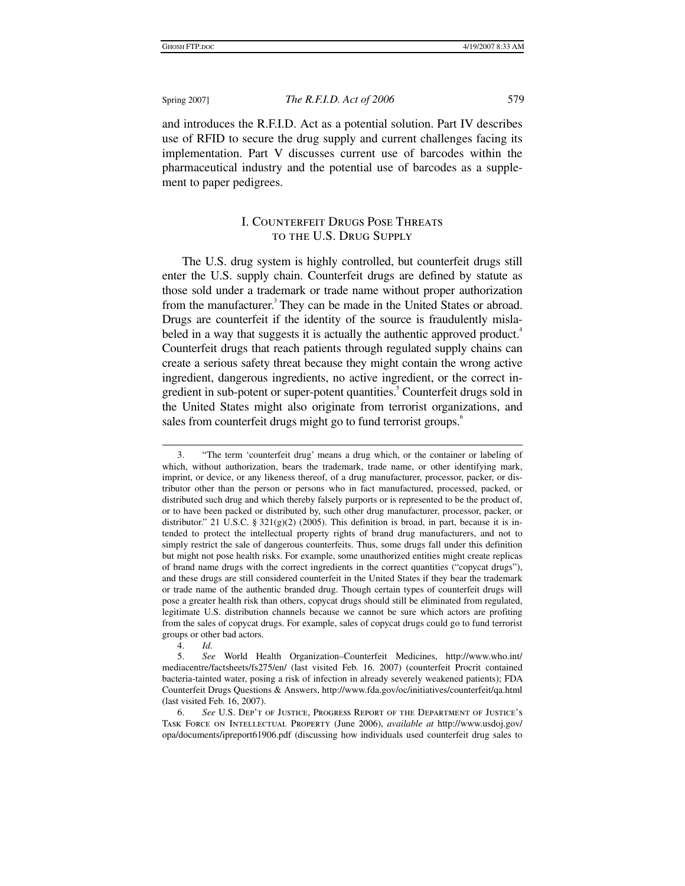and introduces the R.F.I.D. Act as a potential solution. Part IV describes use of RFID to secure the drug supply and current challenges facing its implementation. Part V discusses current use of barcodes within the pharmaceutical industry and the potential use of barcodes as a supplement to paper pedigrees.

## I. Counterfeit Drugs Pose Threats to the U.S. Drug Supply

The U.S. drug system is highly controlled, but counterfeit drugs still enter the U.S. supply chain. Counterfeit drugs are defined by statute as those sold under a trademark or trade name without proper authorization from the manufacturer.[3] They can be made in the United States or abroad. Drugs are counterfeit if the identity of the source is fraudulently mislabeled in a way that suggests it is actually the authentic approved product.[4] Counterfeit drugs that reach patients through regulated supply chains can create a serious safety threat because they might contain the wrong active ingredient, dangerous ingredients, no active ingredient, or the correct ingredient in sub-potent or super-potent quantities.[5] Counterfeit drugs sold in the United States might also originate from terrorist organizations, and sales from counterfeit drugs might go to fund terrorist groups.[6]

---

3. "The term 'counterfeit drug' means a drug which, or the container or labeling of which, without authorization, bears the trademark, trade name, or other identifying mark, imprint, or device, or any likeness thereof, of a drug manufacturer, processor, packer, or distributor other than the person or persons who in fact manufactured, processed, packed, or distributed such drug and which thereby falsely purports or is represented to be the product of, or to have been packed or distributed by, such other drug manufacturer, processor, packer, or distributor." 21 U.S.C. § 321(g)(2) (2005). This definition is broad, in part, because it is intended to protect the intellectual property rights of brand drug manufacturers, and not to simply restrict the sale of dangerous counterfeits. Thus, some drugs fall under this definition but might not pose health risks. For example, some unauthorized entities might create replicas of brand name drugs with the correct ingredients in the correct quantities ("copycat drugs"), and these drugs are still considered counterfeit in the United States if they bear the trademark or trade name of the authentic branded drug. Though certain types of counterfeit drugs will pose a greater health risk than others, copycat drugs should still be eliminated from regulated, legitimate U.S. distribution channels because we cannot be sure which actors are profiting from the sales of copycat drugs. For example, sales of copycat drugs could go to fund terrorist groups or other bad actors.

4. *Id.*

5. *See* World Health Organization–Counterfeit Medicines, http://www.who.int/mediacentre/factsheets/fs275/en/ (last visited Feb. 16. 2007) (counterfeit Procrit contained bacteria-tainted water, posing a risk of infection in already severely weakened patients); FDA Counterfeit Drugs Questions & Answers, http://www.fda.gov/oc/initiatives/counterfeit/qa.html (last visited Feb. 16, 2007).

6. *See* U.S. Dep't of Justice, Progress Report of the Department of Justice's Task Force on Intellectual Property (June 2006), *available at* http://www.usdoj.gov/opa/documents/ipreport61906.pdf (discussing how individuals used counterfeit drug sales to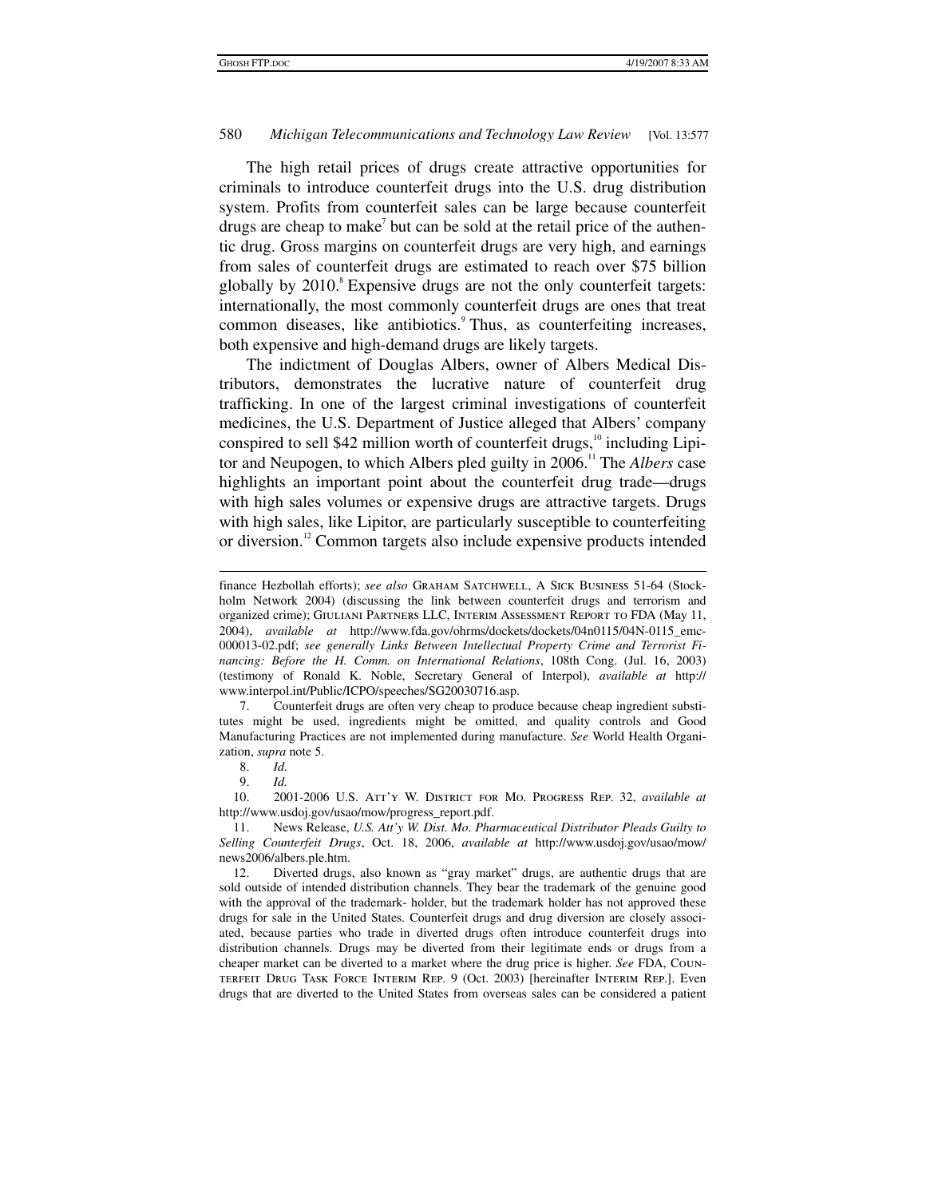The high retail prices of drugs create attractive opportunities for criminals to introduce counterfeit drugs into the U.S. drug distribution system. Profits from counterfeit sales can be large because counterfeit drugs are cheap to make[7] but can be sold at the retail price of the authentic drug. Gross margins on counterfeit drugs are very high, and earnings from sales of counterfeit drugs are estimated to reach over $75 billion globally by 2010.[8] Expensive drugs are not the only counterfeit targets: internationally, the most commonly counterfeit drugs are ones that treat common diseases, like antibiotics.[9] Thus, as counterfeiting increases, both expensive and high-demand drugs are likely targets.

The indictment of Douglas Albers, owner of Albers Medical Distributors, demonstrates the lucrative nature of counterfeit drug trafficking. In one of the largest criminal investigations of counterfeit medicines, the U.S. Department of Justice alleged that Albers' company conspired to sell $42 million worth of counterfeit drugs,[10] including Lipitor and Neupogen, to which Albers pled guilty in 2006.[11] The *Albers* case highlights an important point about the counterfeit drug trade—drugs with high sales volumes or expensive drugs are attractive targets. Drugs with high sales, like Lipitor, are particularly susceptible to counterfeiting or diversion.[12] Common targets also include expensive products intended

---

finance Hezbollah efforts); *see also* Graham Satchwell, A Sick Business 51-64 (Stockholm Network 2004) (discussing the link between counterfeit drugs and terrorism and organized crime); Giuliani Partners LLC, Interim Assessment Report to FDA (May 11, 2004), *available at* http://www.fda.gov/ohrms/dockets/dockets/04n0115/04N-0115_emc-000013-02.pdf; *see generally Links Between Intellectual Property Crime and Terrorist Financing: Before the H. Comm. on International Relations*, 108th Cong. (Jul. 16, 2003) (testimony of Ronald K. Noble, Secretary General of Interpol), *available at* http://www.interpol.int/Public/ICPO/speeches/SG20030716.asp.

7. Counterfeit drugs are often very cheap to produce because cheap ingredient substitutes might be used, ingredients might be omitted, and quality controls and Good Manufacturing Practices are not implemented during manufacture. *See* World Health Organization, *supra* note 5.

8. *Id.*

9. *Id.*

10. 2001-2006 U.S. Att'y W. District for Mo. Progress Rep. 32, *available at* http://www.usdoj.gov/usao/mow/progress_report.pdf.

11. News Release, *U.S. Att'y W. Dist. Mo. Pharmaceutical Distributor Pleads Guilty to Selling Counterfeit Drugs*, Oct. 18, 2006, *available at* http://www.usdoj.gov/usao/mow/news2006/albers.ple.htm.

12. Diverted drugs, also known as "gray market" drugs, are authentic drugs that are sold outside of intended distribution channels. They bear the trademark of the genuine good with the approval of the trademark- holder, but the trademark holder has not approved these drugs for sale in the United States. Counterfeit drugs and drug diversion are closely associated, because parties who trade in diverted drugs often introduce counterfeit drugs into distribution channels. Drugs may be diverted from their legitimate ends or drugs from a cheaper market can be diverted to a market where the drug price is higher. *See* FDA, Counterfeit Drug Task Force Interim Rep. 9 (Oct. 2003) [hereinafter Interim Rep.]. Even drugs that are diverted to the United States from overseas sales can be considered a patient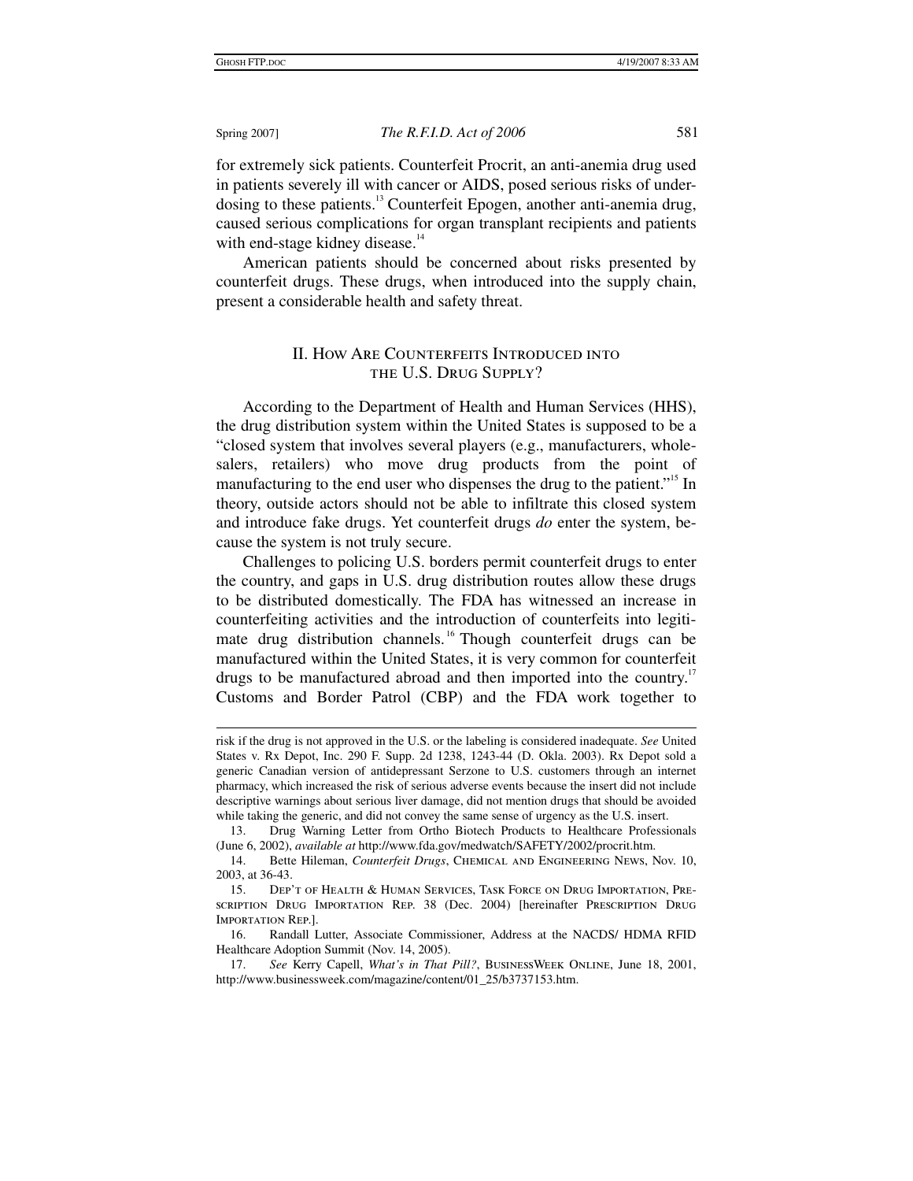for extremely sick patients. Counterfeit Procrit, an anti-anemia drug used in patients severely ill with cancer or AIDS, posed serious risks of underdosing to these patients.[13] Counterfeit Epogen, another anti-anemia drug, caused serious complications for organ transplant recipients and patients with end-stage kidney disease.[14]

American patients should be concerned about risks presented by counterfeit drugs. These drugs, when introduced into the supply chain, present a considerable health and safety threat.

## II. How Are Counterfeits Introduced into the U.S. Drug Supply?

According to the Department of Health and Human Services (HHS), the drug distribution system within the United States is supposed to be a "closed system that involves several players (e.g., manufacturers, wholesalers, retailers) who move drug products from the point of manufacturing to the end user who dispenses the drug to the patient."[15] In theory, outside actors should not be able to infiltrate this closed system and introduce fake drugs. Yet counterfeit drugs *do* enter the system, because the system is not truly secure.

Challenges to policing U.S. borders permit counterfeit drugs to enter the country, and gaps in U.S. drug distribution routes allow these drugs to be distributed domestically. The FDA has witnessed an increase in counterfeiting activities and the introduction of counterfeits into legitimate drug distribution channels.[16] Though counterfeit drugs can be manufactured within the United States, it is very common for counterfeit drugs to be manufactured abroad and then imported into the country.[17] Customs and Border Patrol (CBP) and the FDA work together to

---

risk if the drug is not approved in the U.S. or the labeling is considered inadequate. *See* United States v. Rx Depot, Inc. 290 F. Supp. 2d 1238, 1243-44 (D. Okla. 2003). Rx Depot sold a generic Canadian version of antidepressant Serzone to U.S. customers through an internet pharmacy, which increased the risk of serious adverse events because the insert did not include descriptive warnings about serious liver damage, did not mention drugs that should be avoided while taking the generic, and did not convey the same sense of urgency as the U.S. insert.

13. Drug Warning Letter from Ortho Biotech Products to Healthcare Professionals (June 6, 2002), *available at* http://www.fda.gov/medwatch/SAFETY/2002/procrit.htm.

14. Bette Hileman, *Counterfeit Drugs*, Chemical and Engineering News, Nov. 10, 2003, at 36-43.

15. Dep't of Health & Human Services, Task Force on Drug Importation, Prescription Drug Importation Rep. 38 (Dec. 2004) [hereinafter Prescription Drug Importation Rep.].

16. Randall Lutter, Associate Commissioner, Address at the NACDS/ HDMA RFID Healthcare Adoption Summit (Nov. 14, 2005).

17. *See* Kerry Capell, *What's in That Pill?*, BusinessWeek Online, June 18, 2001, http://www.businessweek.com/magazine/content/01_25/b3737153.htm.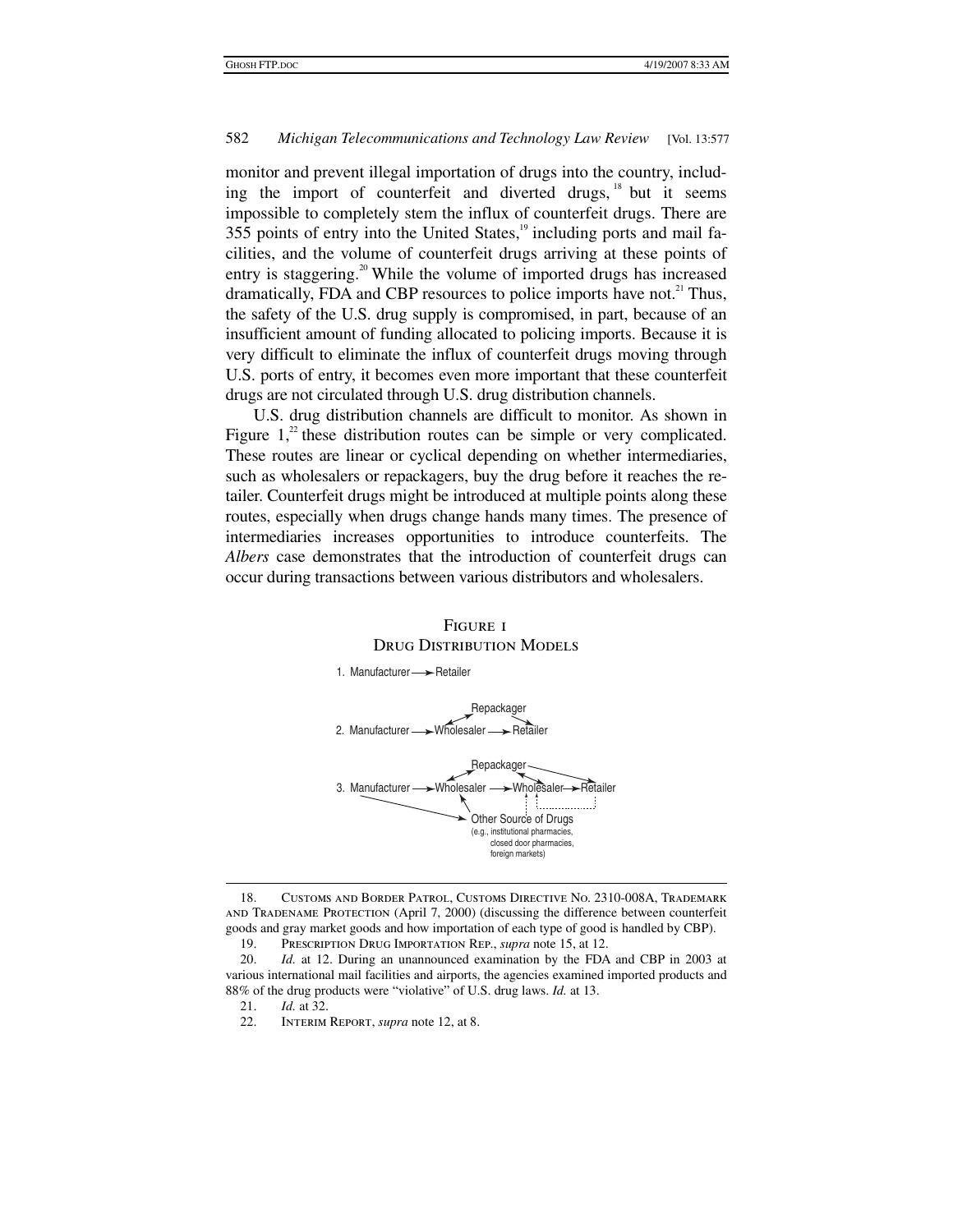monitor and prevent illegal importation of drugs into the country, including the import of counterfeit and diverted drugs,[18] but it seems impossible to completely stem the influx of counterfeit drugs. There are 355 points of entry into the United States,[19] including ports and mail facilities, and the volume of counterfeit drugs arriving at these points of entry is staggering.[20] While the volume of imported drugs has increased dramatically, FDA and CBP resources to police imports have not.[21] Thus, the safety of the U.S. drug supply is compromised, in part, because of an insufficient amount of funding allocated to policing imports. Because it is very difficult to eliminate the influx of counterfeit drugs moving through U.S. ports of entry, it becomes even more important that these counterfeit drugs are not circulated through U.S. drug distribution channels.

U.S. drug distribution channels are difficult to monitor. As shown in Figure 1,[22] these distribution routes can be simple or very complicated. These routes are linear or cyclical depending on whether intermediaries, such as wholesalers or repackagers, buy the drug before it reaches the retailer. Counterfeit drugs might be introduced at multiple points along these routes, especially when drugs change hands many times. The presence of intermediaries increases opportunities to introduce counterfeits. The *Albers* case demonstrates that the introduction of counterfeit drugs can occur during transactions between various distributors and wholesalers.

Figure 1
Drug Distribution Models

1. Manufacturer → Retailer

2. Manufacturer → Wholesaler ↔ Repackager → Retailer; Wholesaler → Retailer

3. Manufacturer → Wholesaler ↔ Repackager ↔ Wholesaler → Retailer; Repackager → Retailer; Manufacturer → Other Source of Drugs (e.g., institutional pharmacies, closed door pharmacies, foreign markets) → Wholesaler

---

18. Customs and Border Patrol, Customs Directive No. 2310-008A, Trademark and Tradename Protection (April 7, 2000) (discussing the difference between counterfeit goods and gray market goods and how importation of each type of good is handled by CBP).

19. Prescription Drug Importation Rep., *supra* note 15, at 12.

20. *Id.* at 12. During an unannounced examination by the FDA and CBP in 2003 at various international mail facilities and airports, the agencies examined imported products and 88% of the drug products were "violative" of U.S. drug laws. *Id.* at 13.

21. *Id.* at 32.

22. Interim Report, *supra* note 12, at 8.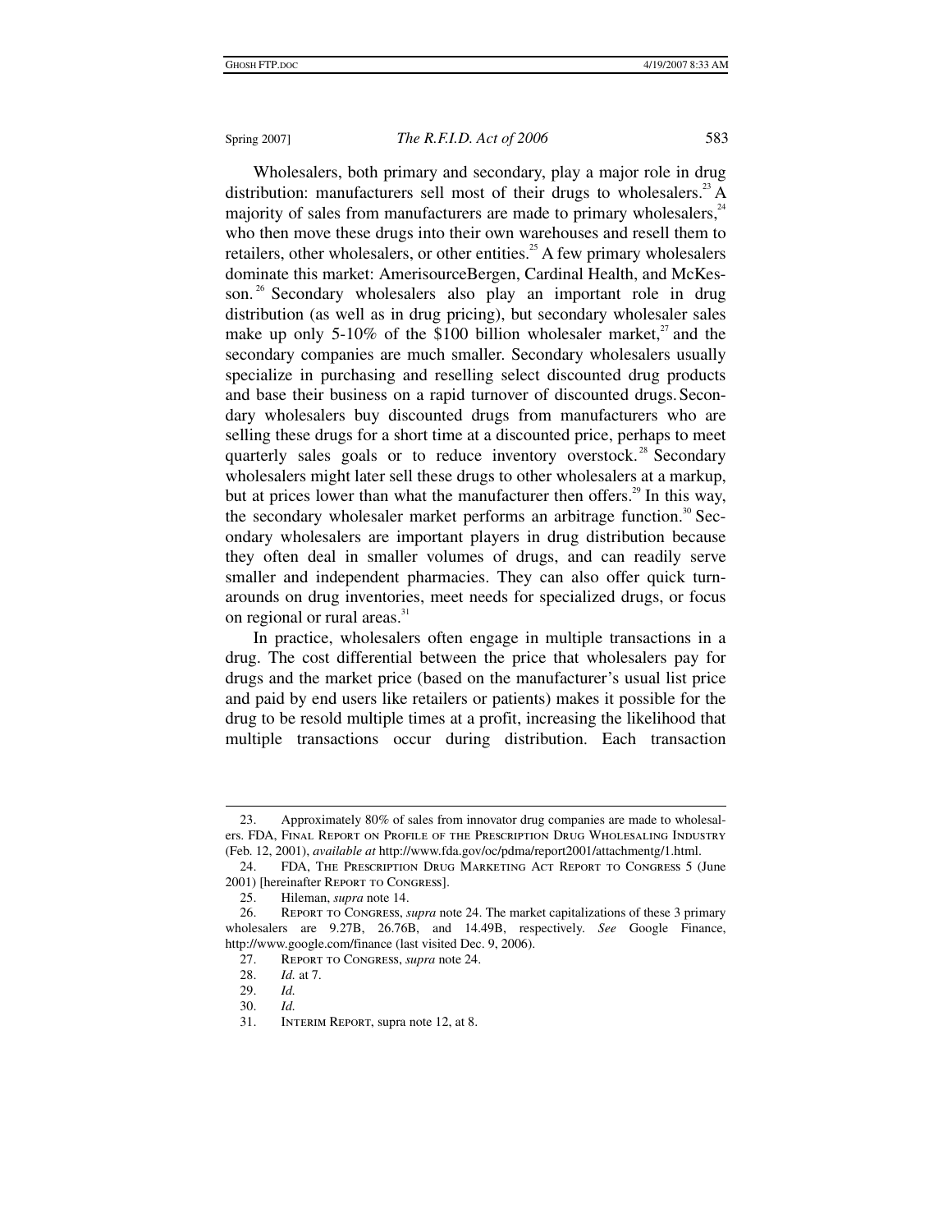Wholesalers, both primary and secondary, play a major role in drug distribution: manufacturers sell most of their drugs to wholesalers.[23] A majority of sales from manufacturers are made to primary wholesalers,[24] who then move these drugs into their own warehouses and resell them to retailers, other wholesalers, or other entities.[25] A few primary wholesalers dominate this market: AmerisourceBergen, Cardinal Health, and McKesson.[26] Secondary wholesalers also play an important role in drug distribution (as well as in drug pricing), but secondary wholesaler sales make up only 5-10% of the $100 billion wholesaler market,[27] and the secondary companies are much smaller. Secondary wholesalers usually specialize in purchasing and reselling select discounted drug products and base their business on a rapid turnover of discounted drugs. Secondary wholesalers buy discounted drugs from manufacturers who are selling these drugs for a short time at a discounted price, perhaps to meet quarterly sales goals or to reduce inventory overstock.[28] Secondary wholesalers might later sell these drugs to other wholesalers at a markup, but at prices lower than what the manufacturer then offers.[29] In this way, the secondary wholesaler market performs an arbitrage function.[30] Secondary wholesalers are important players in drug distribution because they often deal in smaller volumes of drugs, and can readily serve smaller and independent pharmacies. They can also offer quick turnarounds on drug inventories, meet needs for specialized drugs, or focus on regional or rural areas.[31]

In practice, wholesalers often engage in multiple transactions in a drug. The cost differential between the price that wholesalers pay for drugs and the market price (based on the manufacturer's usual list price and paid by end users like retailers or patients) makes it possible for the drug to be resold multiple times at a profit, increasing the likelihood that multiple transactions occur during distribution. Each transaction

---

23. Approximately 80% of sales from innovator drug companies are made to wholesalers. FDA, Final Report on Profile of the Prescription Drug Wholesaling Industry (Feb. 12, 2001), *available at* http://www.fda.gov/oc/pdma/report2001/attachmentg/1.html.

24. FDA, The Prescription Drug Marketing Act Report to Congress 5 (June 2001) [hereinafter Report to Congress].

25. Hileman, *supra* note 14.

26. Report to Congress, *supra* note 24. The market capitalizations of these 3 primary wholesalers are 9.27B, 26.76B, and 14.49B, respectively. *See* Google Finance, http://www.google.com/finance (last visited Dec. 9, 2006).

27. Report to Congress, *supra* note 24.

28. *Id.* at 7.

29. *Id.*

30. *Id.*

31. Interim Report, supra note 12, at 8.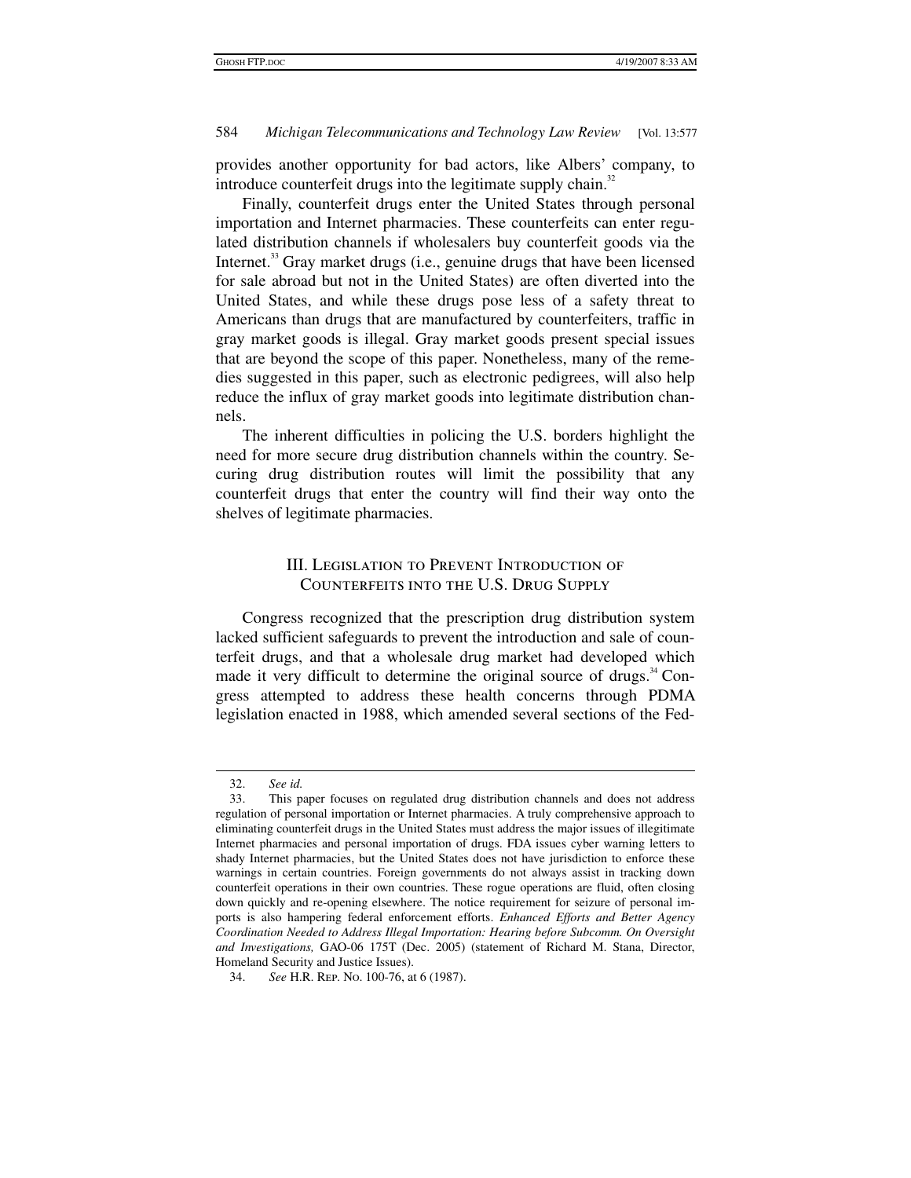provides another opportunity for bad actors, like Albers' company, to introduce counterfeit drugs into the legitimate supply chain.[32]

Finally, counterfeit drugs enter the United States through personal importation and Internet pharmacies. These counterfeits can enter regulated distribution channels if wholesalers buy counterfeit goods via the Internet.[33] Gray market drugs (i.e., genuine drugs that have been licensed for sale abroad but not in the United States) are often diverted into the United States, and while these drugs pose less of a safety threat to Americans than drugs that are manufactured by counterfeiters, traffic in gray market goods is illegal. Gray market goods present special issues that are beyond the scope of this paper. Nonetheless, many of the remedies suggested in this paper, such as electronic pedigrees, will also help reduce the influx of gray market goods into legitimate distribution channels.

The inherent difficulties in policing the U.S. borders highlight the need for more secure drug distribution channels within the country. Securing drug distribution routes will limit the possibility that any counterfeit drugs that enter the country will find their way onto the shelves of legitimate pharmacies.

## III. Legislation to Prevent Introduction of Counterfeits into the U.S. Drug Supply

Congress recognized that the prescription drug distribution system lacked sufficient safeguards to prevent the introduction and sale of counterfeit drugs, and that a wholesale drug market had developed which made it very difficult to determine the original source of drugs.[34] Congress attempted to address these health concerns through PDMA legislation enacted in 1988, which amended several sections of the Fed-

---

32. *See id.*

33. This paper focuses on regulated drug distribution channels and does not address regulation of personal importation or Internet pharmacies. A truly comprehensive approach to eliminating counterfeit drugs in the United States must address the major issues of illegitimate Internet pharmacies and personal importation of drugs. FDA issues cyber warning letters to shady Internet pharmacies, but the United States does not have jurisdiction to enforce these warnings in certain countries. Foreign governments do not always assist in tracking down counterfeit operations in their own countries. These rogue operations are fluid, often closing down quickly and re-opening elsewhere. The notice requirement for seizure of personal imports is also hampering federal enforcement efforts. *Enhanced Efforts and Better Agency Coordination Needed to Address Illegal Importation: Hearing before Subcomm. On Oversight and Investigations,* GAO-06 175T (Dec. 2005) (statement of Richard M. Stana, Director, Homeland Security and Justice Issues).

34. *See* H.R. Rep. No. 100-76, at 6 (1987).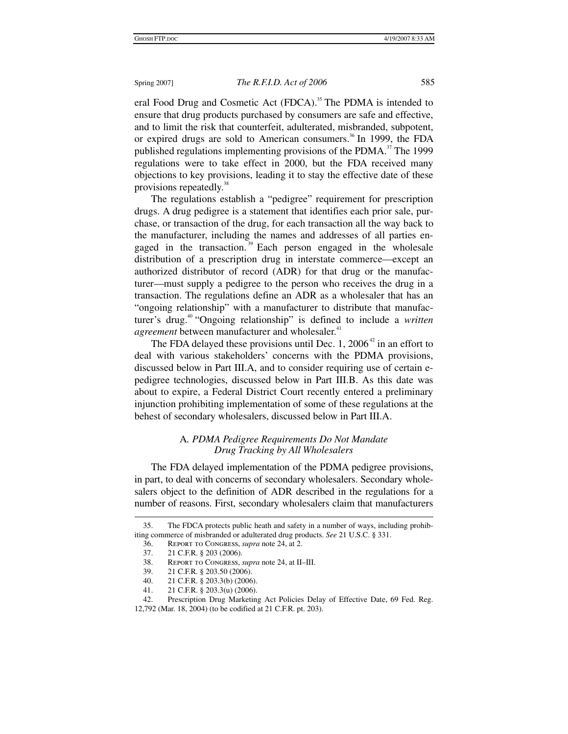eral Food Drug and Cosmetic Act (FDCA).[35] The PDMA is intended to ensure that drug products purchased by consumers are safe and effective, and to limit the risk that counterfeit, adulterated, misbranded, subpotent, or expired drugs are sold to American consumers.[36] In 1999, the FDA published regulations implementing provisions of the PDMA.[37] The 1999 regulations were to take effect in 2000, but the FDA received many objections to key provisions, leading it to stay the effective date of these provisions repeatedly.[38]

The regulations establish a "pedigree" requirement for prescription drugs. A drug pedigree is a statement that identifies each prior sale, purchase, or transaction of the drug, for each transaction all the way back to the manufacturer, including the names and addresses of all parties engaged in the transaction.[39] Each person engaged in the wholesale distribution of a prescription drug in interstate commerce—except an authorized distributor of record (ADR) for that drug or the manufacturer—must supply a pedigree to the person who receives the drug in a transaction. The regulations define an ADR as a wholesaler that has an "ongoing relationship" with a manufacturer to distribute that manufacturer's drug.[40] "Ongoing relationship" is defined to include a *written agreement* between manufacturer and wholesaler.[41]

The FDA delayed these provisions until Dec. 1, 2006[42] in an effort to deal with various stakeholders' concerns with the PDMA provisions, discussed below in Part III.A, and to consider requiring use of certain e-pedigree technologies, discussed below in Part III.B. As this date was about to expire, a Federal District Court recently entered a preliminary injunction prohibiting implementation of some of these regulations at the behest of secondary wholesalers, discussed below in Part III.A.

### A. *PDMA Pedigree Requirements Do Not Mandate Drug Tracking by All Wholesalers*

The FDA delayed implementation of the PDMA pedigree provisions, in part, to deal with concerns of secondary wholesalers. Secondary wholesalers object to the definition of ADR described in the regulations for a number of reasons. First, secondary wholesalers claim that manufacturers

---

35. The FDCA protects public heath and safety in a number of ways, including prohibiting commerce of misbranded or adulterated drug products. *See* 21 U.S.C. § 331.

36. REPORT TO CONGRESS, *supra* note 24, at 2.

37. 21 C.F.R. § 203 (2006).

38. REPORT TO CONGRESS, *supra* note 24, at II–III.

39. 21 C.F.R. § 203.50 (2006).

40. 21 C.F.R. § 203.3(b) (2006).

41. 21 C.F.R. § 203.3(u) (2006).

42. Prescription Drug Marketing Act Policies Delay of Effective Date, 69 Fed. Reg. 12,792 (Mar. 18, 2004) (to be codified at 21 C.F.R. pt. 203).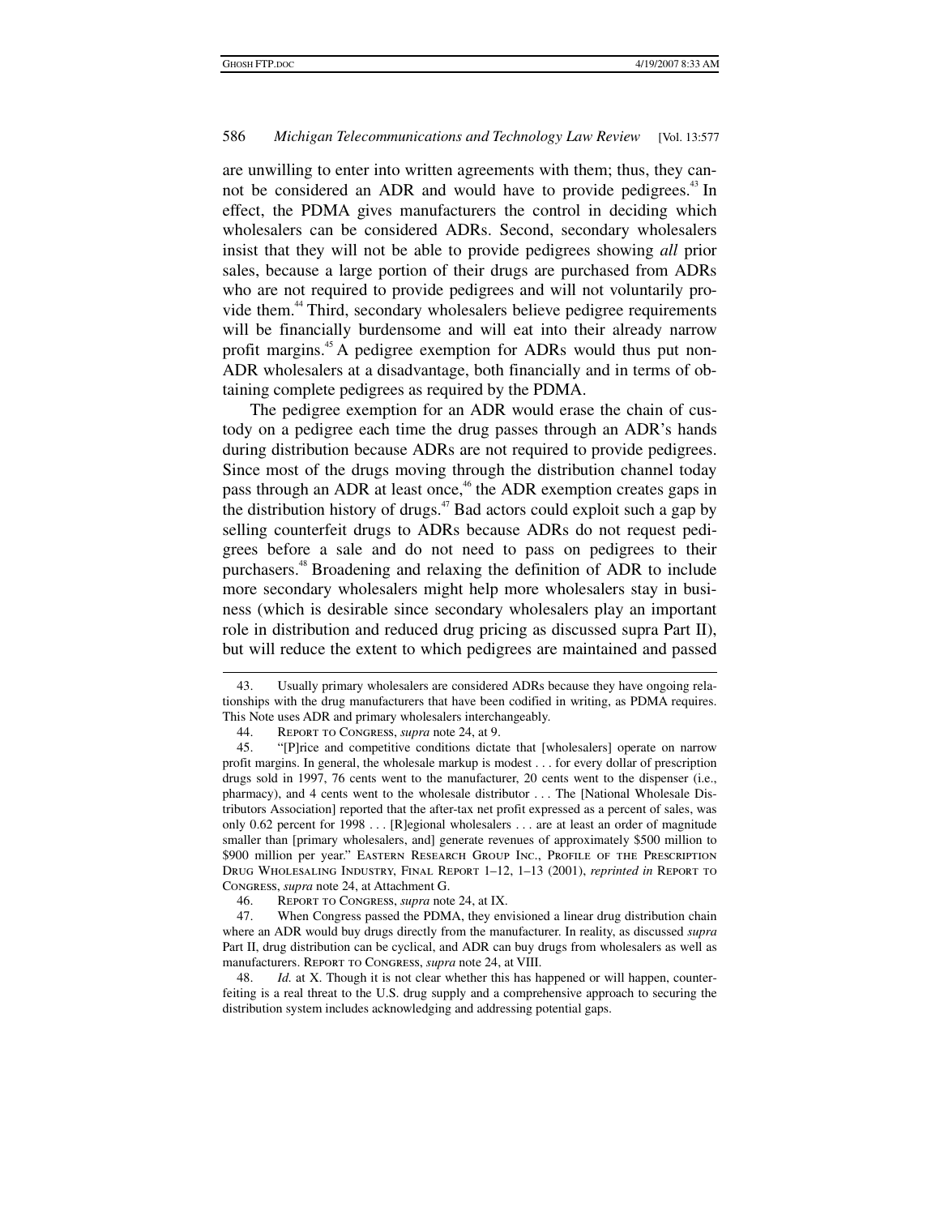are unwilling to enter into written agreements with them; thus, they cannot be considered an ADR and would have to provide pedigrees.[43] In effect, the PDMA gives manufacturers the control in deciding which wholesalers can be considered ADRs. Second, secondary wholesalers insist that they will not be able to provide pedigrees showing *all* prior sales, because a large portion of their drugs are purchased from ADRs who are not required to provide pedigrees and will not voluntarily provide them.[44] Third, secondary wholesalers believe pedigree requirements will be financially burdensome and will eat into their already narrow profit margins.[45] A pedigree exemption for ADRs would thus put non-ADR wholesalers at a disadvantage, both financially and in terms of obtaining complete pedigrees as required by the PDMA.

The pedigree exemption for an ADR would erase the chain of custody on a pedigree each time the drug passes through an ADR's hands during distribution because ADRs are not required to provide pedigrees. Since most of the drugs moving through the distribution channel today pass through an ADR at least once,[46] the ADR exemption creates gaps in the distribution history of drugs.[47] Bad actors could exploit such a gap by selling counterfeit drugs to ADRs because ADRs do not request pedigrees before a sale and do not need to pass on pedigrees to their purchasers.[48] Broadening and relaxing the definition of ADR to include more secondary wholesalers might help more wholesalers stay in business (which is desirable since secondary wholesalers play an important role in distribution and reduced drug pricing as discussed supra Part II), but will reduce the extent to which pedigrees are maintained and passed

---

43. Usually primary wholesalers are considered ADRs because they have ongoing relationships with the drug manufacturers that have been codified in writing, as PDMA requires. This Note uses ADR and primary wholesalers interchangeably.

44. Report to Congress, *supra* note 24, at 9.

45. "[P]rice and competitive conditions dictate that [wholesalers] operate on narrow profit margins. In general, the wholesale markup is modest . . . for every dollar of prescription drugs sold in 1997, 76 cents went to the manufacturer, 20 cents went to the dispenser (i.e., pharmacy), and 4 cents went to the wholesale distributor . . . The [National Wholesale Distributors Association] reported that the after-tax net profit expressed as a percent of sales, was only 0.62 percent for 1998 . . . [R]egional wholesalers . . . are at least an order of magnitude smaller than [primary wholesalers, and] generate revenues of approximately \$500 million to \$900 million per year." Eastern Research Group Inc., Profile of the Prescription Drug Wholesaling Industry, Final Report 1–12, 1–13 (2001), *reprinted in* Report to Congress, *supra* note 24, at Attachment G.

46. Report to Congress, *supra* note 24, at IX.

47. When Congress passed the PDMA, they envisioned a linear drug distribution chain where an ADR would buy drugs directly from the manufacturer. In reality, as discussed *supra* Part II, drug distribution can be cyclical, and ADR can buy drugs from wholesalers as well as manufacturers. Report to Congress, *supra* note 24, at VIII.

48. *Id.* at X. Though it is not clear whether this has happened or will happen, counterfeiting is a real threat to the U.S. drug supply and a comprehensive approach to securing the distribution system includes acknowledging and addressing potential gaps.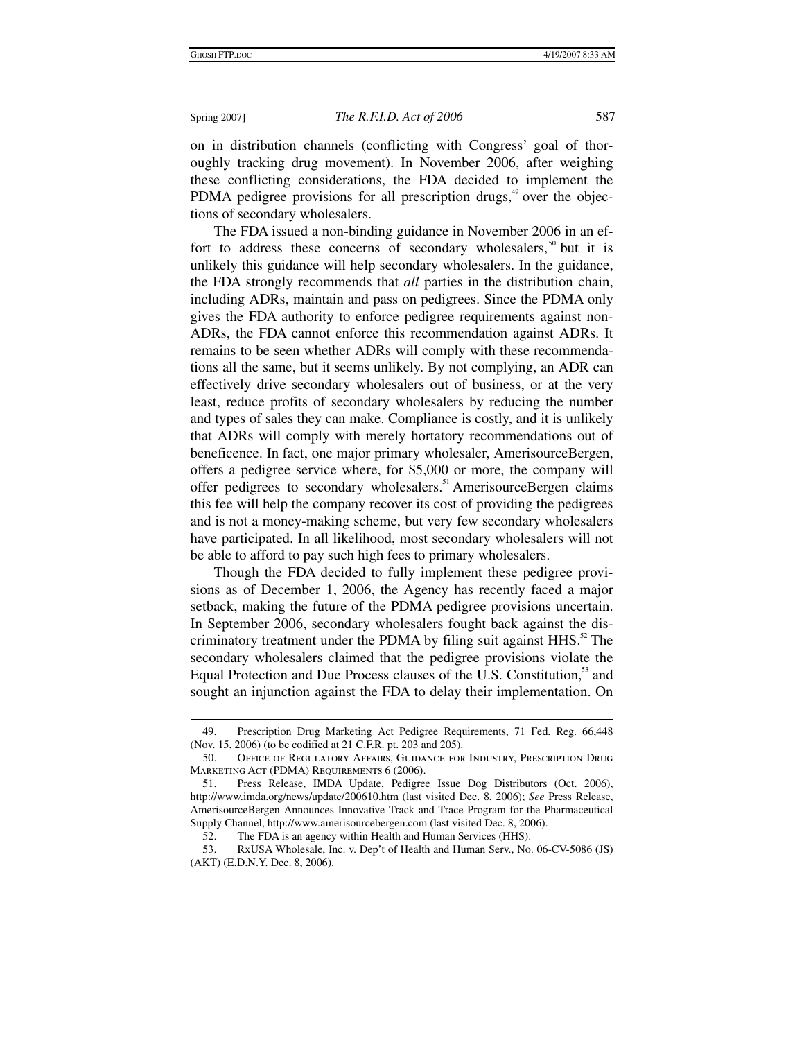on in distribution channels (conflicting with Congress' goal of thoroughly tracking drug movement). In November 2006, after weighing these conflicting considerations, the FDA decided to implement the PDMA pedigree provisions for all prescription drugs,[49] over the objections of secondary wholesalers.

The FDA issued a non-binding guidance in November 2006 in an effort to address these concerns of secondary wholesalers,[50] but it is unlikely this guidance will help secondary wholesalers. In the guidance, the FDA strongly recommends that *all* parties in the distribution chain, including ADRs, maintain and pass on pedigrees. Since the PDMA only gives the FDA authority to enforce pedigree requirements against non-ADRs, the FDA cannot enforce this recommendation against ADRs. It remains to be seen whether ADRs will comply with these recommendations all the same, but it seems unlikely. By not complying, an ADR can effectively drive secondary wholesalers out of business, or at the very least, reduce profits of secondary wholesalers by reducing the number and types of sales they can make. Compliance is costly, and it is unlikely that ADRs will comply with merely hortatory recommendations out of beneficence. In fact, one major primary wholesaler, AmerisourceBergen, offers a pedigree service where, for $5,000 or more, the company will offer pedigrees to secondary wholesalers.[51] AmerisourceBergen claims this fee will help the company recover its cost of providing the pedigrees and is not a money-making scheme, but very few secondary wholesalers have participated. In all likelihood, most secondary wholesalers will not be able to afford to pay such high fees to primary wholesalers.

Though the FDA decided to fully implement these pedigree provisions as of December 1, 2006, the Agency has recently faced a major setback, making the future of the PDMA pedigree provisions uncertain. In September 2006, secondary wholesalers fought back against the discriminatory treatment under the PDMA by filing suit against HHS.[52] The secondary wholesalers claimed that the pedigree provisions violate the Equal Protection and Due Process clauses of the U.S. Constitution,[53] and sought an injunction against the FDA to delay their implementation. On

---

49. Prescription Drug Marketing Act Pedigree Requirements, 71 Fed. Reg. 66,448 (Nov. 15, 2006) (to be codified at 21 C.F.R. pt. 203 and 205).

50. Office of Regulatory Affairs, Guidance for Industry, Prescription Drug Marketing Act (PDMA) Requirements 6 (2006).

51. Press Release, IMDA Update, Pedigree Issue Dog Distributors (Oct. 2006), http://www.imda.org/news/update/200610.htm (last visited Dec. 8, 2006); *See* Press Release, AmerisourceBergen Announces Innovative Track and Trace Program for the Pharmaceutical Supply Channel, http://www.amerisourcebergen.com (last visited Dec. 8, 2006).

52. The FDA is an agency within Health and Human Services (HHS).

53. RxUSA Wholesale, Inc. v. Dep't of Health and Human Serv., No. 06-CV-5086 (JS) (AKT) (E.D.N.Y. Dec. 8, 2006).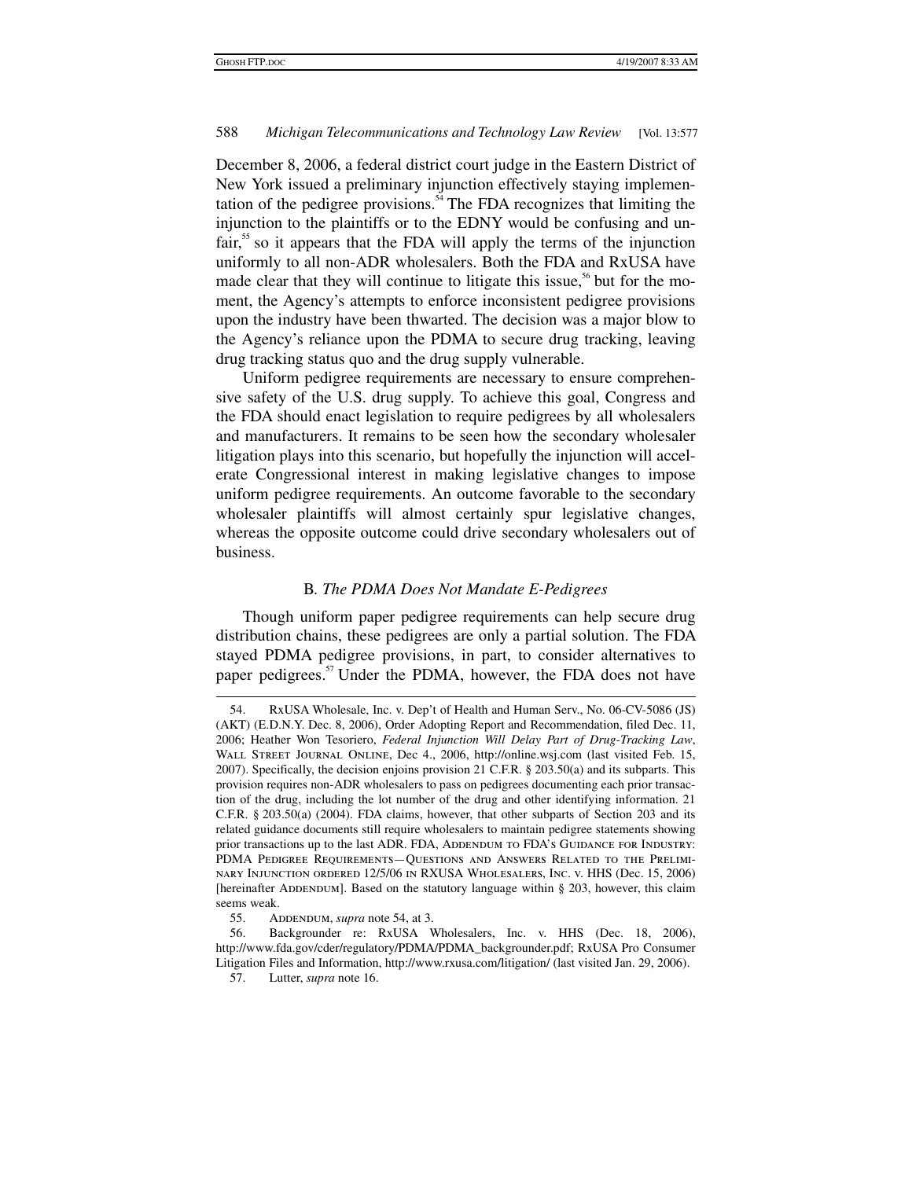December 8, 2006, a federal district court judge in the Eastern District of New York issued a preliminary injunction effectively staying implementation of the pedigree provisions.[54] The FDA recognizes that limiting the injunction to the plaintiffs or to the EDNY would be confusing and unfair,[55] so it appears that the FDA will apply the terms of the injunction uniformly to all non-ADR wholesalers. Both the FDA and RxUSA have made clear that they will continue to litigate this issue,[56] but for the moment, the Agency's attempts to enforce inconsistent pedigree provisions upon the industry have been thwarted. The decision was a major blow to the Agency's reliance upon the PDMA to secure drug tracking, leaving drug tracking status quo and the drug supply vulnerable.

Uniform pedigree requirements are necessary to ensure comprehensive safety of the U.S. drug supply. To achieve this goal, Congress and the FDA should enact legislation to require pedigrees by all wholesalers and manufacturers. It remains to be seen how the secondary wholesaler litigation plays into this scenario, but hopefully the injunction will accelerate Congressional interest in making legislative changes to impose uniform pedigree requirements. An outcome favorable to the secondary wholesaler plaintiffs will almost certainly spur legislative changes, whereas the opposite outcome could drive secondary wholesalers out of business.

### B. *The PDMA Does Not Mandate E-Pedigrees*

Though uniform paper pedigree requirements can help secure drug distribution chains, these pedigrees are only a partial solution. The FDA stayed PDMA pedigree provisions, in part, to consider alternatives to paper pedigrees.[57] Under the PDMA, however, the FDA does not have

---

54. RxUSA Wholesale, Inc. v. Dep't of Health and Human Serv., No. 06-CV-5086 (JS) (AKT) (E.D.N.Y. Dec. 8, 2006), Order Adopting Report and Recommendation, filed Dec. 11, 2006; Heather Won Tesoriero, *Federal Injunction Will Delay Part of Drug-Tracking Law*, Wall Street Journal Online, Dec 4., 2006, http://online.wsj.com (last visited Feb. 15, 2007). Specifically, the decision enjoins provision 21 C.F.R. § 203.50(a) and its subparts. This provision requires non-ADR wholesalers to pass on pedigrees documenting each prior transaction of the drug, including the lot number of the drug and other identifying information. 21 C.F.R. § 203.50(a) (2004). FDA claims, however, that other subparts of Section 203 and its related guidance documents still require wholesalers to maintain pedigree statements showing prior transactions up to the last ADR. FDA, Addendum to FDA's Guidance for Industry: PDMA Pedigree Requirements—Questions and Answers Related to the Preliminary Injunction ordered 12/5/06 in RXUSA Wholesalers, Inc. v. HHS (Dec. 15, 2006) [hereinafter Addendum]. Based on the statutory language within § 203, however, this claim seems weak.

55. Addendum, *supra* note 54, at 3.

56. Backgrounder re: RxUSA Wholesalers, Inc. v. HHS (Dec. 18, 2006), http://www.fda.gov/cder/regulatory/PDMA/PDMA_backgrounder.pdf; RxUSA Pro Consumer Litigation Files and Information, http://www.rxusa.com/litigation/ (last visited Jan. 29, 2006).

57. Lutter, *supra* note 16.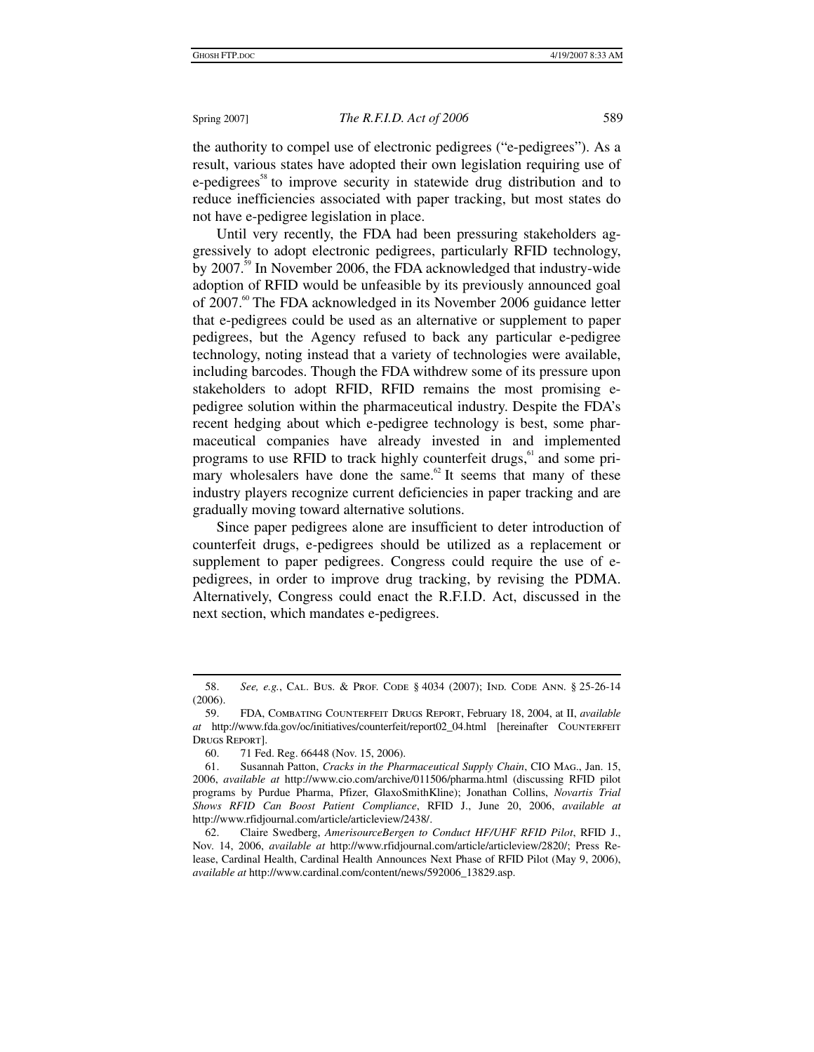the authority to compel use of electronic pedigrees ("e-pedigrees"). As a result, various states have adopted their own legislation requiring use of e-pedigrees[58] to improve security in statewide drug distribution and to reduce inefficiencies associated with paper tracking, but most states do not have e-pedigree legislation in place.

Until very recently, the FDA had been pressuring stakeholders aggressively to adopt electronic pedigrees, particularly RFID technology, by 2007.[59] In November 2006, the FDA acknowledged that industry-wide adoption of RFID would be unfeasible by its previously announced goal of 2007.[60] The FDA acknowledged in its November 2006 guidance letter that e-pedigrees could be used as an alternative or supplement to paper pedigrees, but the Agency refused to back any particular e-pedigree technology, noting instead that a variety of technologies were available, including barcodes. Though the FDA withdrew some of its pressure upon stakeholders to adopt RFID, RFID remains the most promising e-pedigree solution within the pharmaceutical industry. Despite the FDA's recent hedging about which e-pedigree technology is best, some pharmaceutical companies have already invested in and implemented programs to use RFID to track highly counterfeit drugs,[61] and some primary wholesalers have done the same.[62] It seems that many of these industry players recognize current deficiencies in paper tracking and are gradually moving toward alternative solutions.

Since paper pedigrees alone are insufficient to deter introduction of counterfeit drugs, e-pedigrees should be utilized as a replacement or supplement to paper pedigrees. Congress could require the use of e-pedigrees, in order to improve drug tracking, by revising the PDMA. Alternatively, Congress could enact the R.F.I.D. Act, discussed in the next section, which mandates e-pedigrees.

---

58. *See, e.g.*, CAL. BUS. & PROF. CODE § 4034 (2007); IND. CODE ANN. § 25-26-14 (2006).

59. FDA, COMBATING COUNTERFEIT DRUGS REPORT, February 18, 2004, at II, *available at* http://www.fda.gov/oc/initiatives/counterfeit/report02_04.html [hereinafter COUNTERFEIT DRUGS REPORT].

60. 71 Fed. Reg. 66448 (Nov. 15, 2006).

61. Susannah Patton, *Cracks in the Pharmaceutical Supply Chain*, CIO MAG., Jan. 15, 2006, *available at* http://www.cio.com/archive/011506/pharma.html (discussing RFID pilot programs by Purdue Pharma, Pfizer, GlaxoSmithKline); Jonathan Collins, *Novartis Trial Shows RFID Can Boost Patient Compliance*, RFID J., June 20, 2006, *available at* http://www.rfidjournal.com/article/articleview/2438/.

62. Claire Swedberg, *AmerisourceBergen to Conduct HF/UHF RFID Pilot*, RFID J., Nov. 14, 2006, *available at* http://www.rfidjournal.com/article/articleview/2820/; Press Release, Cardinal Health, Cardinal Health Announces Next Phase of RFID Pilot (May 9, 2006), *available at* http://www.cardinal.com/content/news/592006_13829.asp.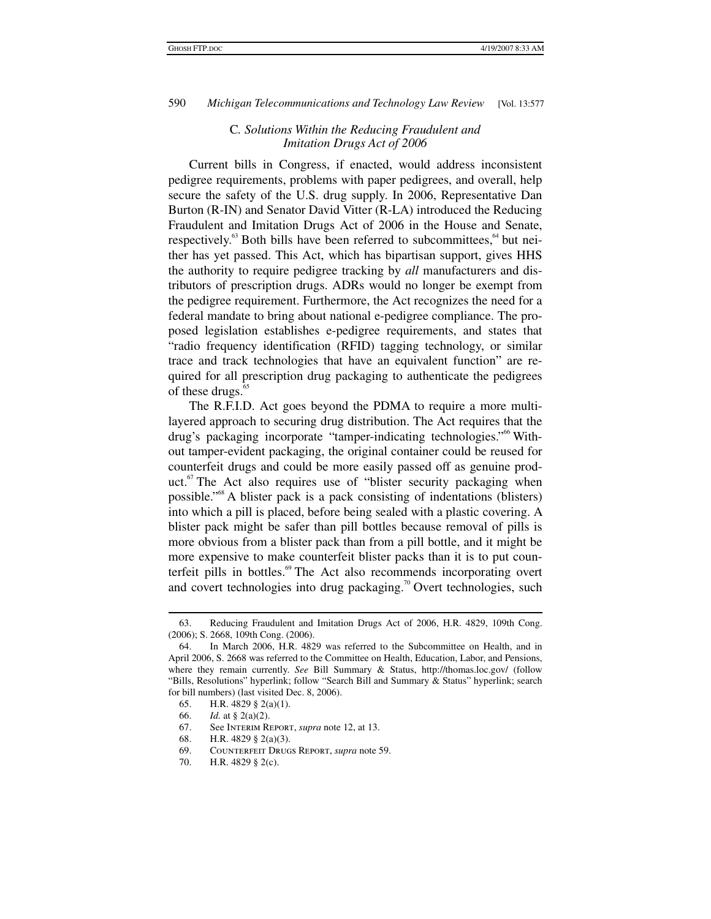### C. *Solutions Within the Reducing Fraudulent and Imitation Drugs Act of 2006*

Current bills in Congress, if enacted, would address inconsistent pedigree requirements, problems with paper pedigrees, and overall, help secure the safety of the U.S. drug supply. In 2006, Representative Dan Burton (R-IN) and Senator David Vitter (R-LA) introduced the Reducing Fraudulent and Imitation Drugs Act of 2006 in the House and Senate, respectively.[63] Both bills have been referred to subcommittees,[64] but neither has yet passed. This Act, which has bipartisan support, gives HHS the authority to require pedigree tracking by *all* manufacturers and distributors of prescription drugs. ADRs would no longer be exempt from the pedigree requirement. Furthermore, the Act recognizes the need for a federal mandate to bring about national e-pedigree compliance. The proposed legislation establishes e-pedigree requirements, and states that "radio frequency identification (RFID) tagging technology, or similar trace and track technologies that have an equivalent function" are required for all prescription drug packaging to authenticate the pedigrees of these drugs.[65]

The R.F.I.D. Act goes beyond the PDMA to require a more multi-layered approach to securing drug distribution. The Act requires that the drug's packaging incorporate "tamper-indicating technologies."[66] Without tamper-evident packaging, the original container could be reused for counterfeit drugs and could be more easily passed off as genuine product.[67] The Act also requires use of "blister security packaging when possible."[68] A blister pack is a pack consisting of indentations (blisters) into which a pill is placed, before being sealed with a plastic covering. A blister pack might be safer than pill bottles because removal of pills is more obvious from a blister pack than from a pill bottle, and it might be more expensive to make counterfeit blister packs than it is to put counterfeit pills in bottles.[69] The Act also recommends incorporating overt and covert technologies into drug packaging.[70] Overt technologies, such

---

63. Reducing Fraudulent and Imitation Drugs Act of 2006, H.R. 4829, 109th Cong. (2006); S. 2668, 109th Cong. (2006).

64. In March 2006, H.R. 4829 was referred to the Subcommittee on Health, and in April 2006, S. 2668 was referred to the Committee on Health, Education, Labor, and Pensions, where they remain currently. *See* Bill Summary & Status, http://thomas.loc.gov/ (follow "Bills, Resolutions" hyperlink; follow "Search Bill and Summary & Status" hyperlink; search for bill numbers) (last visited Dec. 8, 2006).

65. H.R. 4829 § 2(a)(1).

66. *Id.* at § 2(a)(2).

67. See Interim Report, *supra* note 12, at 13.

68. H.R. 4829 § 2(a)(3).

69. Counterfeit Drugs Report, *supra* note 59.

70. H.R. 4829 § 2(c).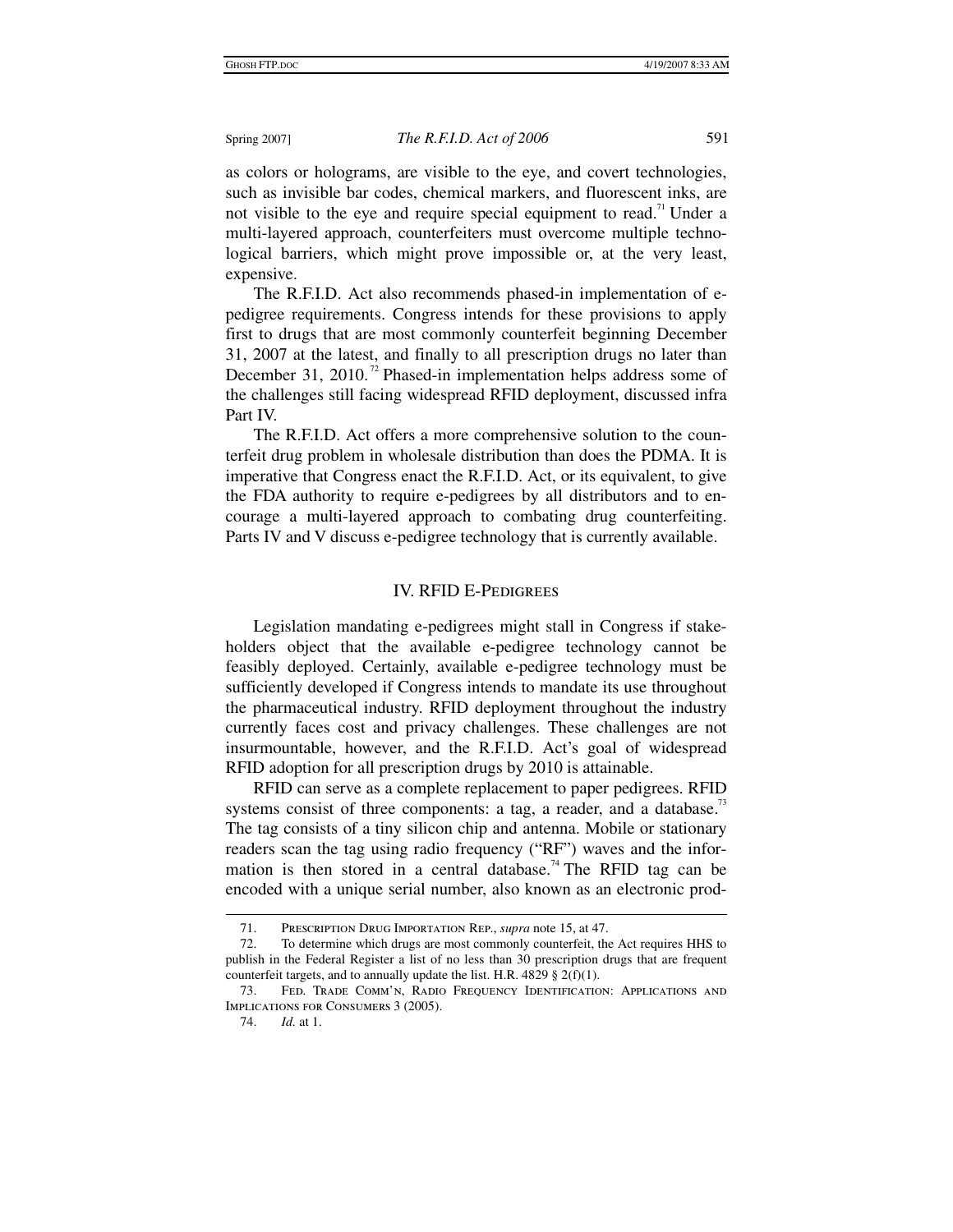as colors or holograms, are visible to the eye, and covert technologies, such as invisible bar codes, chemical markers, and fluorescent inks, are not visible to the eye and require special equipment to read.[71] Under a multi-layered approach, counterfeiters must overcome multiple technological barriers, which might prove impossible or, at the very least, expensive.

The R.F.I.D. Act also recommends phased-in implementation of e-pedigree requirements. Congress intends for these provisions to apply first to drugs that are most commonly counterfeit beginning December 31, 2007 at the latest, and finally to all prescription drugs no later than December 31, 2010.[72] Phased-in implementation helps address some of the challenges still facing widespread RFID deployment, discussed infra Part IV.

The R.F.I.D. Act offers a more comprehensive solution to the counterfeit drug problem in wholesale distribution than does the PDMA. It is imperative that Congress enact the R.F.I.D. Act, or its equivalent, to give the FDA authority to require e-pedigrees by all distributors and to encourage a multi-layered approach to combating drug counterfeiting. Parts IV and V discuss e-pedigree technology that is currently available.

## IV. RFID E-Pedigrees

Legislation mandating e-pedigrees might stall in Congress if stakeholders object that the available e-pedigree technology cannot be feasibly deployed. Certainly, available e-pedigree technology must be sufficiently developed if Congress intends to mandate its use throughout the pharmaceutical industry. RFID deployment throughout the industry currently faces cost and privacy challenges. These challenges are not insurmountable, however, and the R.F.I.D. Act's goal of widespread RFID adoption for all prescription drugs by 2010 is attainable.

RFID can serve as a complete replacement to paper pedigrees. RFID systems consist of three components: a tag, a reader, and a database.[73] The tag consists of a tiny silicon chip and antenna. Mobile or stationary readers scan the tag using radio frequency ("RF") waves and the information is then stored in a central database.[74] The RFID tag can be encoded with a unique serial number, also known as an electronic prod-

---

71. Prescription Drug Importation Rep., *supra* note 15, at 47.

72. To determine which drugs are most commonly counterfeit, the Act requires HHS to publish in the Federal Register a list of no less than 30 prescription drugs that are frequent counterfeit targets, and to annually update the list. H.R. 4829 § 2(f)(1).

73. Fed. Trade Comm'n, Radio Frequency Identification: Applications and Implications for Consumers 3 (2005).

74. *Id.* at 1.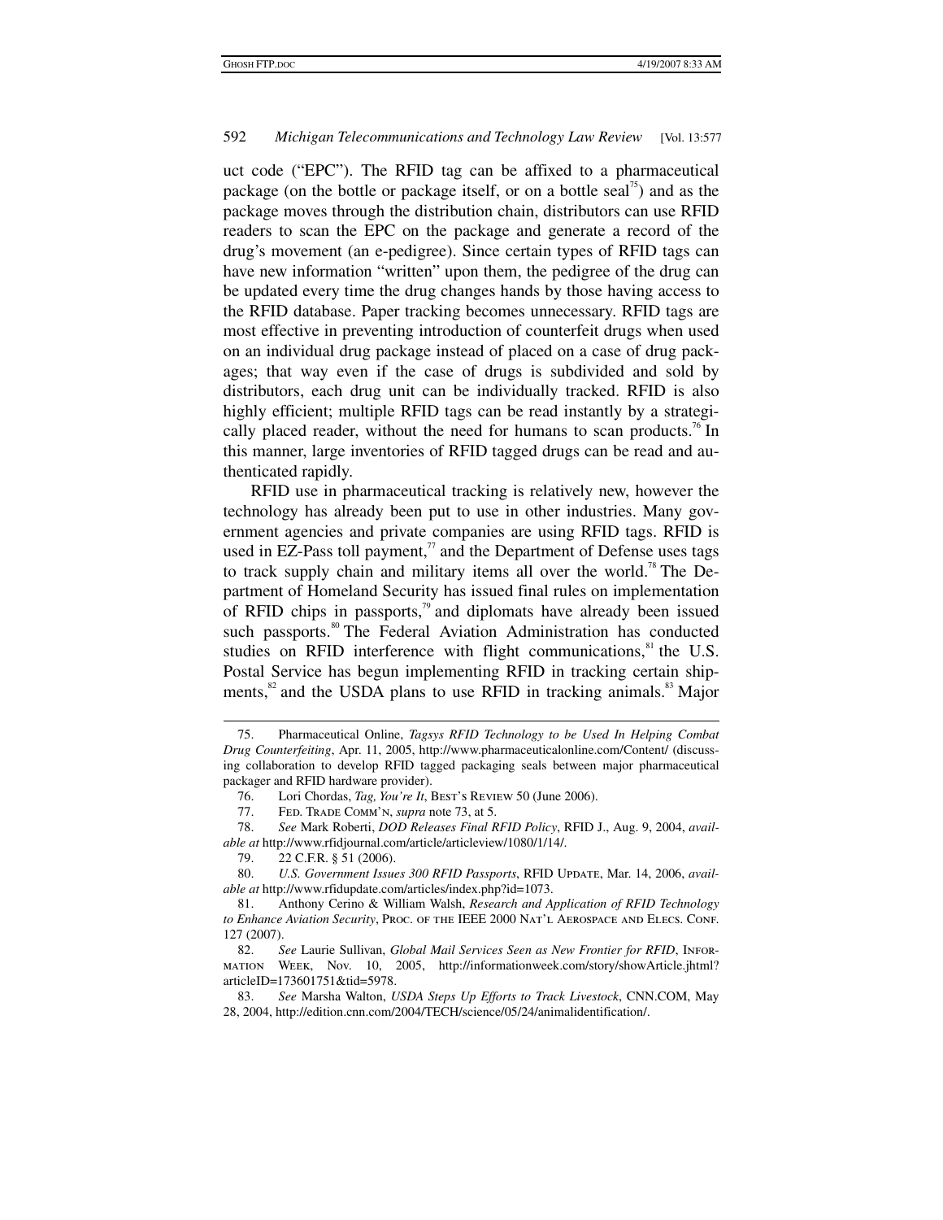uct code ("EPC"). The RFID tag can be affixed to a pharmaceutical package (on the bottle or package itself, or on a bottle seal[75]) and as the package moves through the distribution chain, distributors can use RFID readers to scan the EPC on the package and generate a record of the drug's movement (an e-pedigree). Since certain types of RFID tags can have new information "written" upon them, the pedigree of the drug can be updated every time the drug changes hands by those having access to the RFID database. Paper tracking becomes unnecessary. RFID tags are most effective in preventing introduction of counterfeit drugs when used on an individual drug package instead of placed on a case of drug packages; that way even if the case of drugs is subdivided and sold by distributors, each drug unit can be individually tracked. RFID is also highly efficient; multiple RFID tags can be read instantly by a strategically placed reader, without the need for humans to scan products.[76] In this manner, large inventories of RFID tagged drugs can be read and authenticated rapidly.

RFID use in pharmaceutical tracking is relatively new, however the technology has already been put to use in other industries. Many government agencies and private companies are using RFID tags. RFID is used in EZ-Pass toll payment,[77] and the Department of Defense uses tags to track supply chain and military items all over the world.[78] The Department of Homeland Security has issued final rules on implementation of RFID chips in passports,[79] and diplomats have already been issued such passports.[80] The Federal Aviation Administration has conducted studies on RFID interference with flight communications,[81] the U.S. Postal Service has begun implementing RFID in tracking certain shipments,[82] and the USDA plans to use RFID in tracking animals.[83] Major

---

75. Pharmaceutical Online, *Tagsys RFID Technology to be Used In Helping Combat Drug Counterfeiting*, Apr. 11, 2005, http://www.pharmaceuticalonline.com/Content/ (discussing collaboration to develop RFID tagged packaging seals between major pharmaceutical packager and RFID hardware provider).

76. Lori Chordas, *Tag, You're It*, Best's Review 50 (June 2006).

77. Fed. Trade Comm'n, *supra* note 73, at 5.

78. *See* Mark Roberti, *DOD Releases Final RFID Policy*, RFID J., Aug. 9, 2004, *available at* http://www.rfidjournal.com/article/articleview/1080/1/14/.

79. 22 C.F.R. § 51 (2006).

80. *U.S. Government Issues 300 RFID Passports*, RFID Update, Mar. 14, 2006, *available at* http://www.rfidupdate.com/articles/index.php?id=1073.

81. Anthony Cerino & William Walsh, *Research and Application of RFID Technology to Enhance Aviation Security*, Proc. of the IEEE 2000 Nat'l Aerospace and Elecs. Conf. 127 (2007).

82. *See* Laurie Sullivan, *Global Mail Services Seen as New Frontier for RFID*, Information Week, Nov. 10, 2005, http://informationweek.com/story/showArticle.jhtml?articleID=173601751&tid=5978.

83. *See* Marsha Walton, *USDA Steps Up Efforts to Track Livestock*, CNN.COM, May 28, 2004, http://edition.cnn.com/2004/TECH/science/05/24/animalidentification/.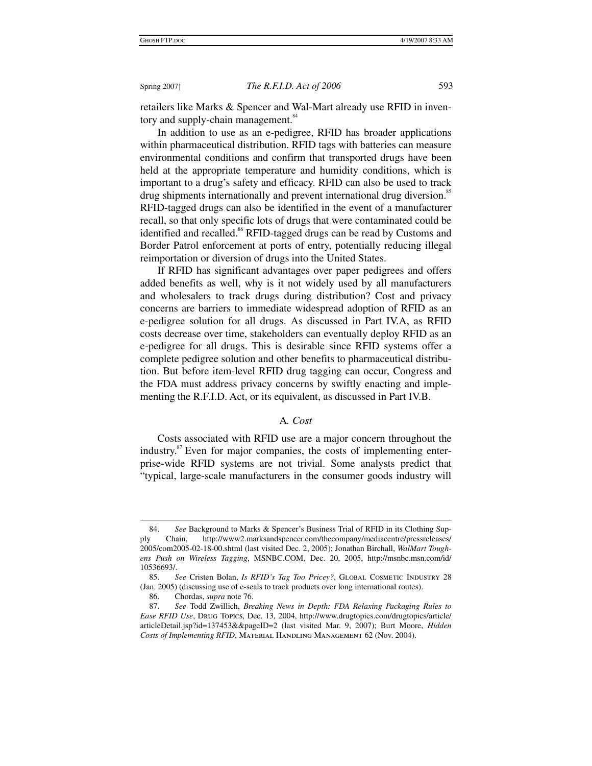retailers like Marks & Spencer and Wal-Mart already use RFID in inventory and supply-chain management.[84]

In addition to use as an e-pedigree, RFID has broader applications within pharmaceutical distribution. RFID tags with batteries can measure environmental conditions and confirm that transported drugs have been held at the appropriate temperature and humidity conditions, which is important to a drug's safety and efficacy. RFID can also be used to track drug shipments internationally and prevent international drug diversion.[85] RFID-tagged drugs can also be identified in the event of a manufacturer recall, so that only specific lots of drugs that were contaminated could be identified and recalled.[86] RFID-tagged drugs can be read by Customs and Border Patrol enforcement at ports of entry, potentially reducing illegal reimportation or diversion of drugs into the United States.

If RFID has significant advantages over paper pedigrees and offers added benefits as well, why is it not widely used by all manufacturers and wholesalers to track drugs during distribution? Cost and privacy concerns are barriers to immediate widespread adoption of RFID as an e-pedigree solution for all drugs. As discussed in Part IV.A, as RFID costs decrease over time, stakeholders can eventually deploy RFID as an e-pedigree for all drugs. This is desirable since RFID systems offer a complete pedigree solution and other benefits to pharmaceutical distribution. But before item-level RFID drug tagging can occur, Congress and the FDA must address privacy concerns by swiftly enacting and implementing the R.F.I.D. Act, or its equivalent, as discussed in Part IV.B.

### A. *Cost*

Costs associated with RFID use are a major concern throughout the industry.[87] Even for major companies, the costs of implementing enterprise-wide RFID systems are not trivial. Some analysts predict that "typical, large-scale manufacturers in the consumer goods industry will

---

84. *See* Background to Marks & Spencer's Business Trial of RFID in its Clothing Supply Chain, http://www2.marksandspencer.com/thecompany/mediacentre/pressreleases/2005/com2005-02-18-00.shtml (last visited Dec. 2, 2005); Jonathan Birchall, *WalMart Toughens Push on Wireless Tagging*, MSNBC.COM, Dec. 20, 2005, http://msnbc.msn.com/id/10536693/.

85. *See* Cristen Bolan, *Is RFID's Tag Too Pricey?*, GLOBAL COSMETIC INDUSTRY 28 (Jan. 2005) (discussing use of e-seals to track products over long international routes).

86. Chordas, *supra* note 76.

87. *See* Todd Zwillich, *Breaking News in Depth: FDA Relaxing Packaging Rules to Ease RFID Use*, DRUG TOPICS, Dec. 13, 2004, http://www.drugtopics.com/drugtopics/article/articleDetail.jsp?id=137453&&pageID=2 (last visited Mar. 9, 2007); Burt Moore, *Hidden Costs of Implementing RFID*, MATERIAL HANDLING MANAGEMENT 62 (Nov. 2004).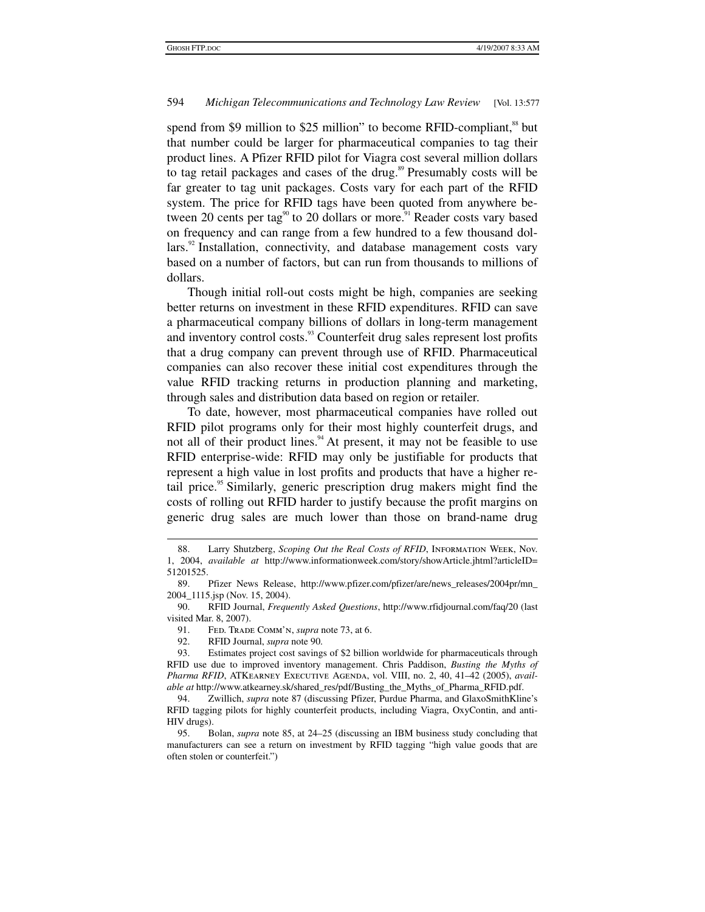spend from $9 million to $25 million" to become RFID-compliant,[88] but that number could be larger for pharmaceutical companies to tag their product lines. A Pfizer RFID pilot for Viagra cost several million dollars to tag retail packages and cases of the drug.[89] Presumably costs will be far greater to tag unit packages. Costs vary for each part of the RFID system. The price for RFID tags have been quoted from anywhere between 20 cents per tag[90] to 20 dollars or more.[91] Reader costs vary based on frequency and can range from a few hundred to a few thousand dollars.[92] Installation, connectivity, and database management costs vary based on a number of factors, but can run from thousands to millions of dollars.

Though initial roll-out costs might be high, companies are seeking better returns on investment in these RFID expenditures. RFID can save a pharmaceutical company billions of dollars in long-term management and inventory control costs.[93] Counterfeit drug sales represent lost profits that a drug company can prevent through use of RFID. Pharmaceutical companies can also recover these initial cost expenditures through the value RFID tracking returns in production planning and marketing, through sales and distribution data based on region or retailer.

To date, however, most pharmaceutical companies have rolled out RFID pilot programs only for their most highly counterfeit drugs, and not all of their product lines.[94] At present, it may not be feasible to use RFID enterprise-wide: RFID may only be justifiable for products that represent a high value in lost profits and products that have a higher retail price.[95] Similarly, generic prescription drug makers might find the costs of rolling out RFID harder to justify because the profit margins on generic drug sales are much lower than those on brand-name drug

---

88. Larry Shutzberg, *Scoping Out the Real Costs of RFID*, Information Week, Nov. 1, 2004, *available at* http://www.informationweek.com/story/showArticle.jhtml?articleID=51201525.

89. Pfizer News Release, http://www.pfizer.com/pfizer/are/news_releases/2004pr/mn_2004_1115.jsp (Nov. 15, 2004).

90. RFID Journal, *Frequently Asked Questions*, http://www.rfidjournal.com/faq/20 (last visited Mar. 8, 2007).

91. Fed. Trade Comm'n, *supra* note 73, at 6.

92. RFID Journal, *supra* note 90.

93. Estimates project cost savings of $2 billion worldwide for pharmaceuticals through RFID use due to improved inventory management. Chris Paddison, *Busting the Myths of Pharma RFID*, ATKearney Executive Agenda, vol. VIII, no. 2, 40, 41–42 (2005), *available at* http://www.atkearney.sk/shared_res/pdf/Busting_the_Myths_of_Pharma_RFID.pdf.

94. Zwillich, *supra* note 87 (discussing Pfizer, Purdue Pharma, and GlaxoSmithKline's RFID tagging pilots for highly counterfeit products, including Viagra, OxyContin, and anti-HIV drugs).

95. Bolan, *supra* note 85, at 24–25 (discussing an IBM business study concluding that manufacturers can see a return on investment by RFID tagging "high value goods that are often stolen or counterfeit.")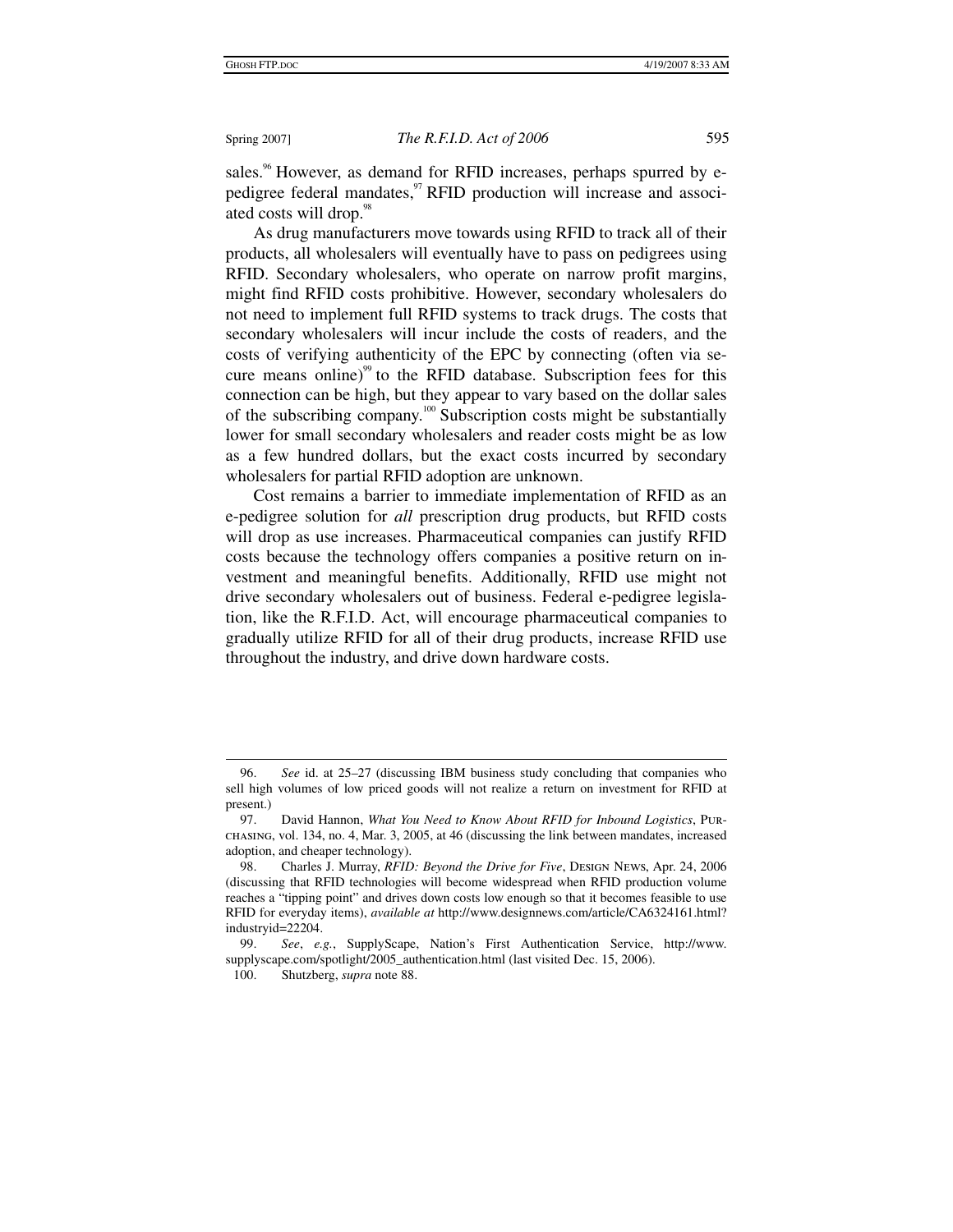sales.[96] However, as demand for RFID increases, perhaps spurred by e-pedigree federal mandates,[97] RFID production will increase and associated costs will drop.[98]

As drug manufacturers move towards using RFID to track all of their products, all wholesalers will eventually have to pass on pedigrees using RFID. Secondary wholesalers, who operate on narrow profit margins, might find RFID costs prohibitive. However, secondary wholesalers do not need to implement full RFID systems to track drugs. The costs that secondary wholesalers will incur include the costs of readers, and the costs of verifying authenticity of the EPC by connecting (often via secure means online)[99] to the RFID database. Subscription fees for this connection can be high, but they appear to vary based on the dollar sales of the subscribing company.[100] Subscription costs might be substantially lower for small secondary wholesalers and reader costs might be as low as a few hundred dollars, but the exact costs incurred by secondary wholesalers for partial RFID adoption are unknown.

Cost remains a barrier to immediate implementation of RFID as an e-pedigree solution for *all* prescription drug products, but RFID costs will drop as use increases. Pharmaceutical companies can justify RFID costs because the technology offers companies a positive return on investment and meaningful benefits. Additionally, RFID use might not drive secondary wholesalers out of business. Federal e-pedigree legislation, like the R.F.I.D. Act, will encourage pharmaceutical companies to gradually utilize RFID for all of their drug products, increase RFID use throughout the industry, and drive down hardware costs.

---

96. *See* id. at 25–27 (discussing IBM business study concluding that companies who sell high volumes of low priced goods will not realize a return on investment for RFID at present.)

97. David Hannon, *What You Need to Know About RFID for Inbound Logistics*, PURCHASING, vol. 134, no. 4, Mar. 3, 2005, at 46 (discussing the link between mandates, increased adoption, and cheaper technology).

98. Charles J. Murray, *RFID: Beyond the Drive for Five*, DESIGN NEWS, Apr. 24, 2006 (discussing that RFID technologies will become widespread when RFID production volume reaches a "tipping point" and drives down costs low enough so that it becomes feasible to use RFID for everyday items), *available at* http://www.designnews.com/article/CA6324161.html?industryid=22204.

99. *See*, *e.g.*, SupplyScape, Nation's First Authentication Service, http://www.supplyscape.com/spotlight/2005_authentication.html (last visited Dec. 15, 2006).

100. Shutzberg, *supra* note 88.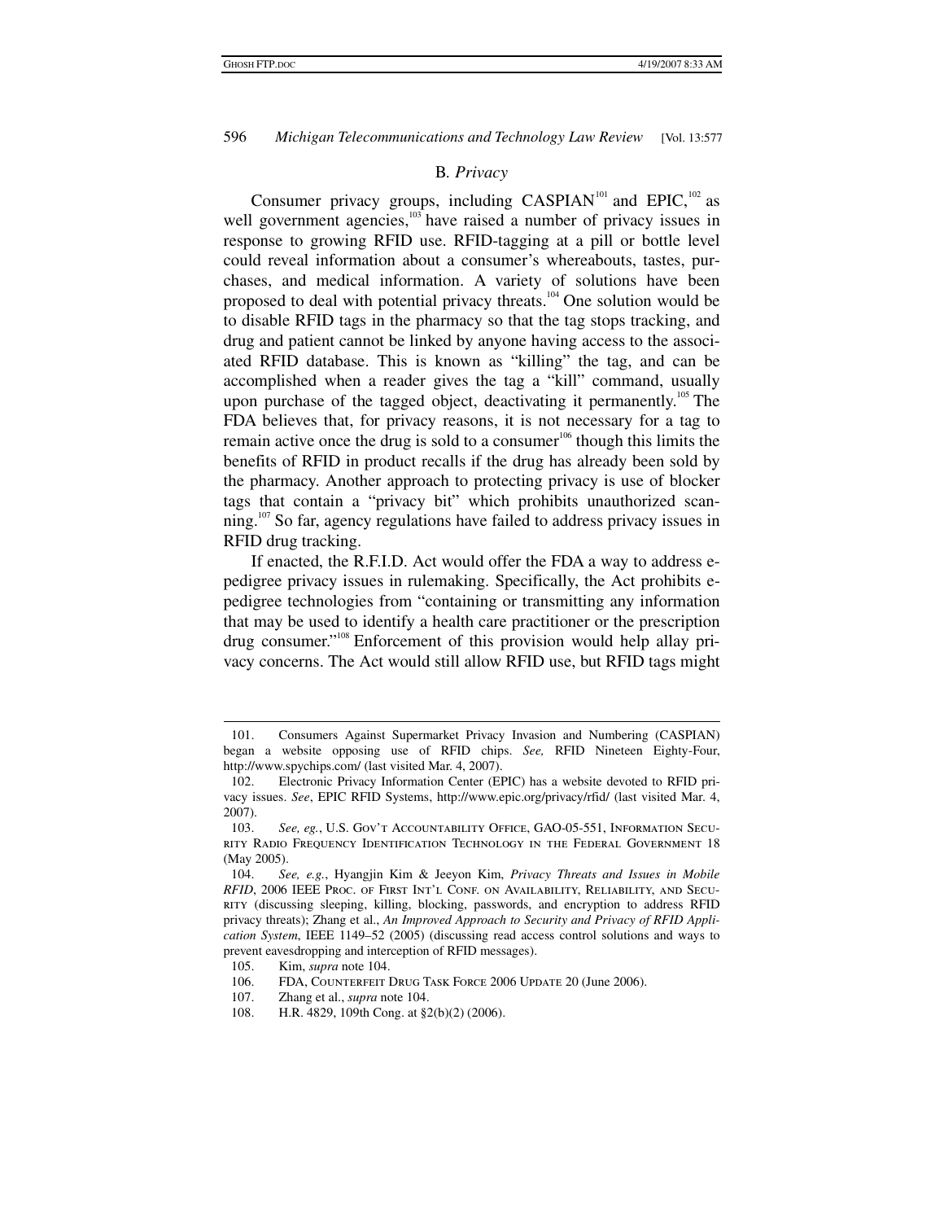## B. *Privacy*

Consumer privacy groups, including CASPIAN[101] and EPIC,[102] as well government agencies,[103] have raised a number of privacy issues in response to growing RFID use. RFID-tagging at a pill or bottle level could reveal information about a consumer's whereabouts, tastes, purchases, and medical information. A variety of solutions have been proposed to deal with potential privacy threats.[104] One solution would be to disable RFID tags in the pharmacy so that the tag stops tracking, and drug and patient cannot be linked by anyone having access to the associated RFID database. This is known as "killing" the tag, and can be accomplished when a reader gives the tag a "kill" command, usually upon purchase of the tagged object, deactivating it permanently.[105] The FDA believes that, for privacy reasons, it is not necessary for a tag to remain active once the drug is sold to a consumer[106] though this limits the benefits of RFID in product recalls if the drug has already been sold by the pharmacy. Another approach to protecting privacy is use of blocker tags that contain a "privacy bit" which prohibits unauthorized scanning.[107] So far, agency regulations have failed to address privacy issues in RFID drug tracking.

If enacted, the R.F.I.D. Act would offer the FDA a way to address e-pedigree privacy issues in rulemaking. Specifically, the Act prohibits e-pedigree technologies from "containing or transmitting any information that may be used to identify a health care practitioner or the prescription drug consumer."[108] Enforcement of this provision would help allay privacy concerns. The Act would still allow RFID use, but RFID tags might

---

101. Consumers Against Supermarket Privacy Invasion and Numbering (CASPIAN) began a website opposing use of RFID chips. *See,* RFID Nineteen Eighty-Four, http://www.spychips.com/ (last visited Mar. 4, 2007).

102. Electronic Privacy Information Center (EPIC) has a website devoted to RFID privacy issues. *See*, EPIC RFID Systems, http://www.epic.org/privacy/rfid/ (last visited Mar. 4, 2007).

103. *See, eg.*, U.S. Gov't Accountability Office, GAO-05-551, Information Security Radio Frequency Identification Technology in the Federal Government 18 (May 2005).

104. *See, e.g.*, Hyangjin Kim & Jeeyon Kim, *Privacy Threats and Issues in Mobile RFID*, 2006 IEEE Proc. of First Int'l Conf. on Availability, Reliability, and Security (discussing sleeping, killing, blocking, passwords, and encryption to address RFID privacy threats); Zhang et al., *An Improved Approach to Security and Privacy of RFID Application System*, IEEE 1149–52 (2005) (discussing read access control solutions and ways to prevent eavesdropping and interception of RFID messages).

105. Kim, *supra* note 104.

106. FDA, Counterfeit Drug Task Force 2006 Update 20 (June 2006).

107. Zhang et al., *supra* note 104.

108. H.R. 4829, 109th Cong. at §2(b)(2) (2006).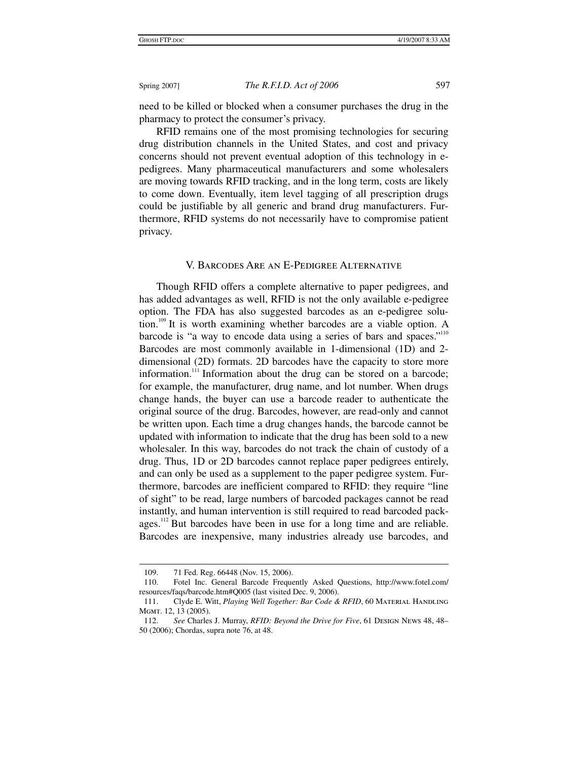need to be killed or blocked when a consumer purchases the drug in the pharmacy to protect the consumer's privacy.

RFID remains one of the most promising technologies for securing drug distribution channels in the United States, and cost and privacy concerns should not prevent eventual adoption of this technology in e-pedigrees. Many pharmaceutical manufacturers and some wholesalers are moving towards RFID tracking, and in the long term, costs are likely to come down. Eventually, item level tagging of all prescription drugs could be justifiable by all generic and brand drug manufacturers. Furthermore, RFID systems do not necessarily have to compromise patient privacy.

## V. Barcodes Are an E-Pedigree Alternative

Though RFID offers a complete alternative to paper pedigrees, and has added advantages as well, RFID is not the only available e-pedigree option. The FDA has also suggested barcodes as an e-pedigree solution.[109] It is worth examining whether barcodes are a viable option. A barcode is "a way to encode data using a series of bars and spaces."[110] Barcodes are most commonly available in 1-dimensional (1D) and 2-dimensional (2D) formats. 2D barcodes have the capacity to store more information.[111] Information about the drug can be stored on a barcode; for example, the manufacturer, drug name, and lot number. When drugs change hands, the buyer can use a barcode reader to authenticate the original source of the drug. Barcodes, however, are read-only and cannot be written upon. Each time a drug changes hands, the barcode cannot be updated with information to indicate that the drug has been sold to a new wholesaler. In this way, barcodes do not track the chain of custody of a drug. Thus, 1D or 2D barcodes cannot replace paper pedigrees entirely, and can only be used as a supplement to the paper pedigree system. Furthermore, barcodes are inefficient compared to RFID: they require "line of sight" to be read, large numbers of barcoded packages cannot be read instantly, and human intervention is still required to read barcoded packages.[112] But barcodes have been in use for a long time and are reliable. Barcodes are inexpensive, many industries already use barcodes, and

---

109. 71 Fed. Reg. 66448 (Nov. 15, 2006).

110. Fotel Inc. General Barcode Frequently Asked Questions, http://www.fotel.com/resources/faqs/barcode.htm#Q005 (last visited Dec. 9, 2006).

111. Clyde E. Witt, *Playing Well Together: Bar Code & RFID*, 60 Material Handling Mgmt. 12, 13 (2005).

112. *See* Charles J. Murray, *RFID: Beyond the Drive for Five*, 61 Design News 48, 48–50 (2006); Chordas, supra note 76, at 48.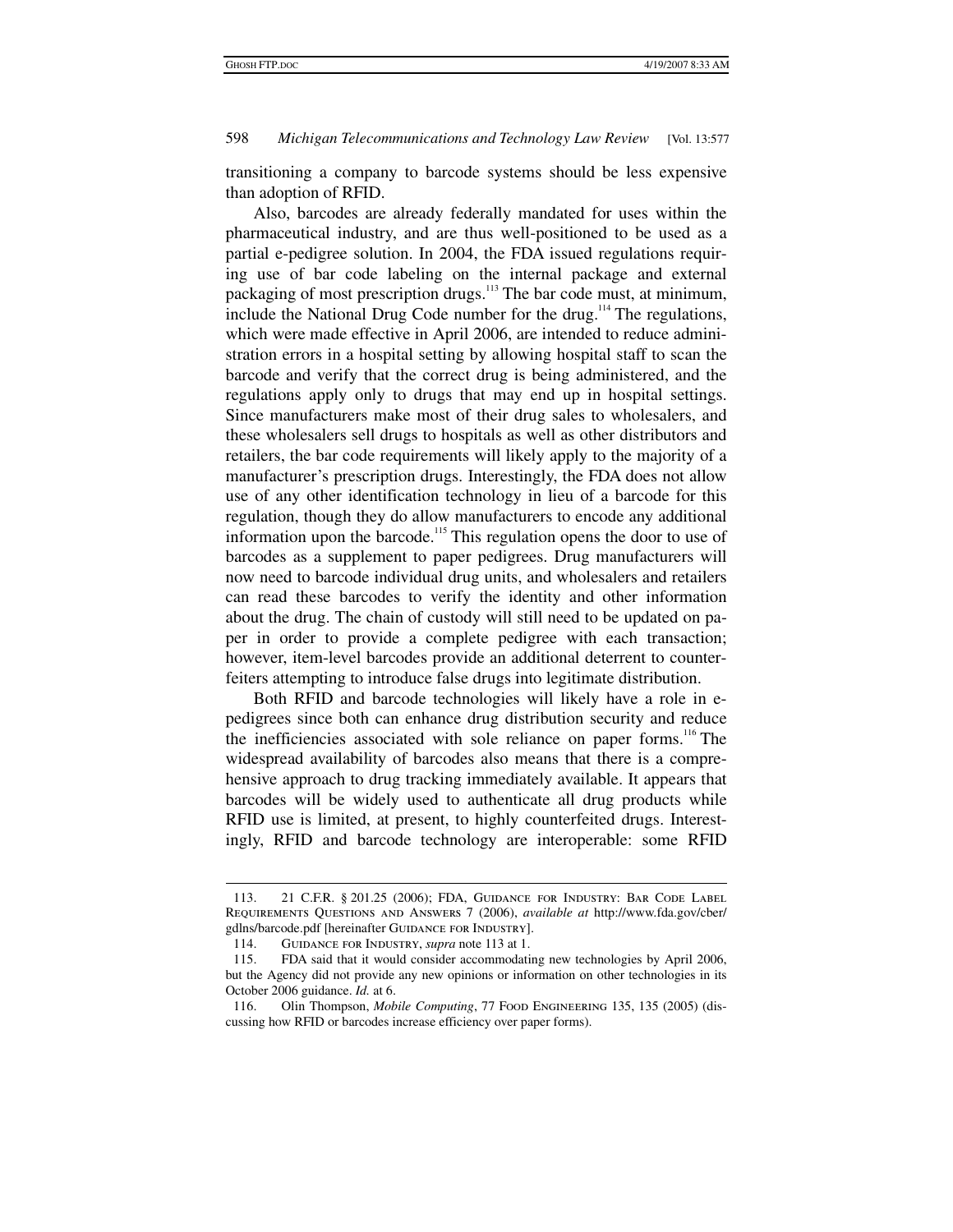transitioning a company to barcode systems should be less expensive than adoption of RFID.

Also, barcodes are already federally mandated for uses within the pharmaceutical industry, and are thus well-positioned to be used as a partial e-pedigree solution. In 2004, the FDA issued regulations requiring use of bar code labeling on the internal package and external packaging of most prescription drugs.[113] The bar code must, at minimum, include the National Drug Code number for the drug.[114] The regulations, which were made effective in April 2006, are intended to reduce administration errors in a hospital setting by allowing hospital staff to scan the barcode and verify that the correct drug is being administered, and the regulations apply only to drugs that may end up in hospital settings. Since manufacturers make most of their drug sales to wholesalers, and these wholesalers sell drugs to hospitals as well as other distributors and retailers, the bar code requirements will likely apply to the majority of a manufacturer's prescription drugs. Interestingly, the FDA does not allow use of any other identification technology in lieu of a barcode for this regulation, though they do allow manufacturers to encode any additional information upon the barcode.[115] This regulation opens the door to use of barcodes as a supplement to paper pedigrees. Drug manufacturers will now need to barcode individual drug units, and wholesalers and retailers can read these barcodes to verify the identity and other information about the drug. The chain of custody will still need to be updated on paper in order to provide a complete pedigree with each transaction; however, item-level barcodes provide an additional deterrent to counterfeiters attempting to introduce false drugs into legitimate distribution.

Both RFID and barcode technologies will likely have a role in e-pedigrees since both can enhance drug distribution security and reduce the inefficiencies associated with sole reliance on paper forms.[116] The widespread availability of barcodes also means that there is a comprehensive approach to drug tracking immediately available. It appears that barcodes will be widely used to authenticate all drug products while RFID use is limited, at present, to highly counterfeited drugs. Interestingly, RFID and barcode technology are interoperable: some RFID

---

113. 21 C.F.R. § 201.25 (2006); FDA, Guidance for Industry: Bar Code Label Requirements Questions and Answers 7 (2006), *available at* http://www.fda.gov/cber/gdlns/barcode.pdf [hereinafter Guidance for Industry].

114. Guidance for Industry, *supra* note 113 at 1.

115. FDA said that it would consider accommodating new technologies by April 2006, but the Agency did not provide any new opinions or information on other technologies in its October 2006 guidance. *Id.* at 6.

116. Olin Thompson, *Mobile Computing*, 77 Food Engineering 135, 135 (2005) (discussing how RFID or barcodes increase efficiency over paper forms).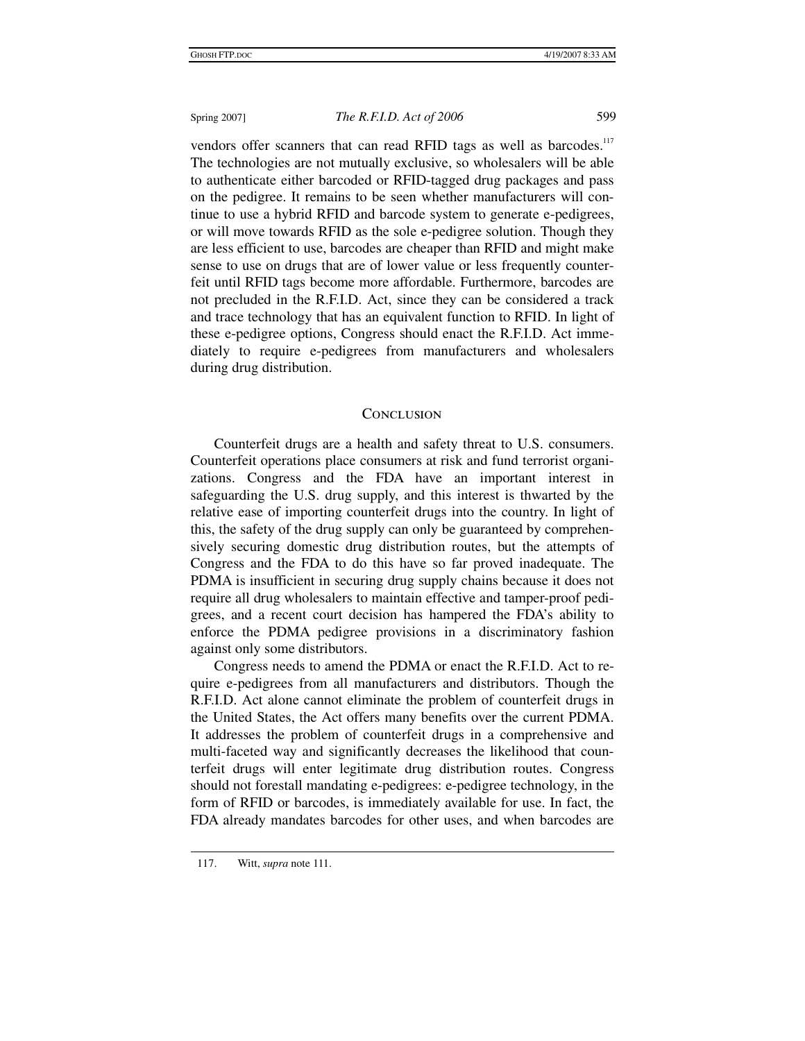vendors offer scanners that can read RFID tags as well as barcodes.[117] The technologies are not mutually exclusive, so wholesalers will be able to authenticate either barcoded or RFID-tagged drug packages and pass on the pedigree. It remains to be seen whether manufacturers will continue to use a hybrid RFID and barcode system to generate e-pedigrees, or will move towards RFID as the sole e-pedigree solution. Though they are less efficient to use, barcodes are cheaper than RFID and might make sense to use on drugs that are of lower value or less frequently counterfeit until RFID tags become more affordable. Furthermore, barcodes are not precluded in the R.F.I.D. Act, since they can be considered a track and trace technology that has an equivalent function to RFID. In light of these e-pedigree options, Congress should enact the R.F.I.D. Act immediately to require e-pedigrees from manufacturers and wholesalers during drug distribution.

## Conclusion

Counterfeit drugs are a health and safety threat to U.S. consumers. Counterfeit operations place consumers at risk and fund terrorist organizations. Congress and the FDA have an important interest in safeguarding the U.S. drug supply, and this interest is thwarted by the relative ease of importing counterfeit drugs into the country. In light of this, the safety of the drug supply can only be guaranteed by comprehensively securing domestic drug distribution routes, but the attempts of Congress and the FDA to do this have so far proved inadequate. The PDMA is insufficient in securing drug supply chains because it does not require all drug wholesalers to maintain effective and tamper-proof pedigrees, and a recent court decision has hampered the FDA's ability to enforce the PDMA pedigree provisions in a discriminatory fashion against only some distributors.

Congress needs to amend the PDMA or enact the R.F.I.D. Act to require e-pedigrees from all manufacturers and distributors. Though the R.F.I.D. Act alone cannot eliminate the problem of counterfeit drugs in the United States, the Act offers many benefits over the current PDMA. It addresses the problem of counterfeit drugs in a comprehensive and multi-faceted way and significantly decreases the likelihood that counterfeit drugs will enter legitimate drug distribution routes. Congress should not forestall mandating e-pedigrees: e-pedigree technology, in the form of RFID or barcodes, is immediately available for use. In fact, the FDA already mandates barcodes for other uses, and when barcodes are

---

117. Witt, *supra* note 111.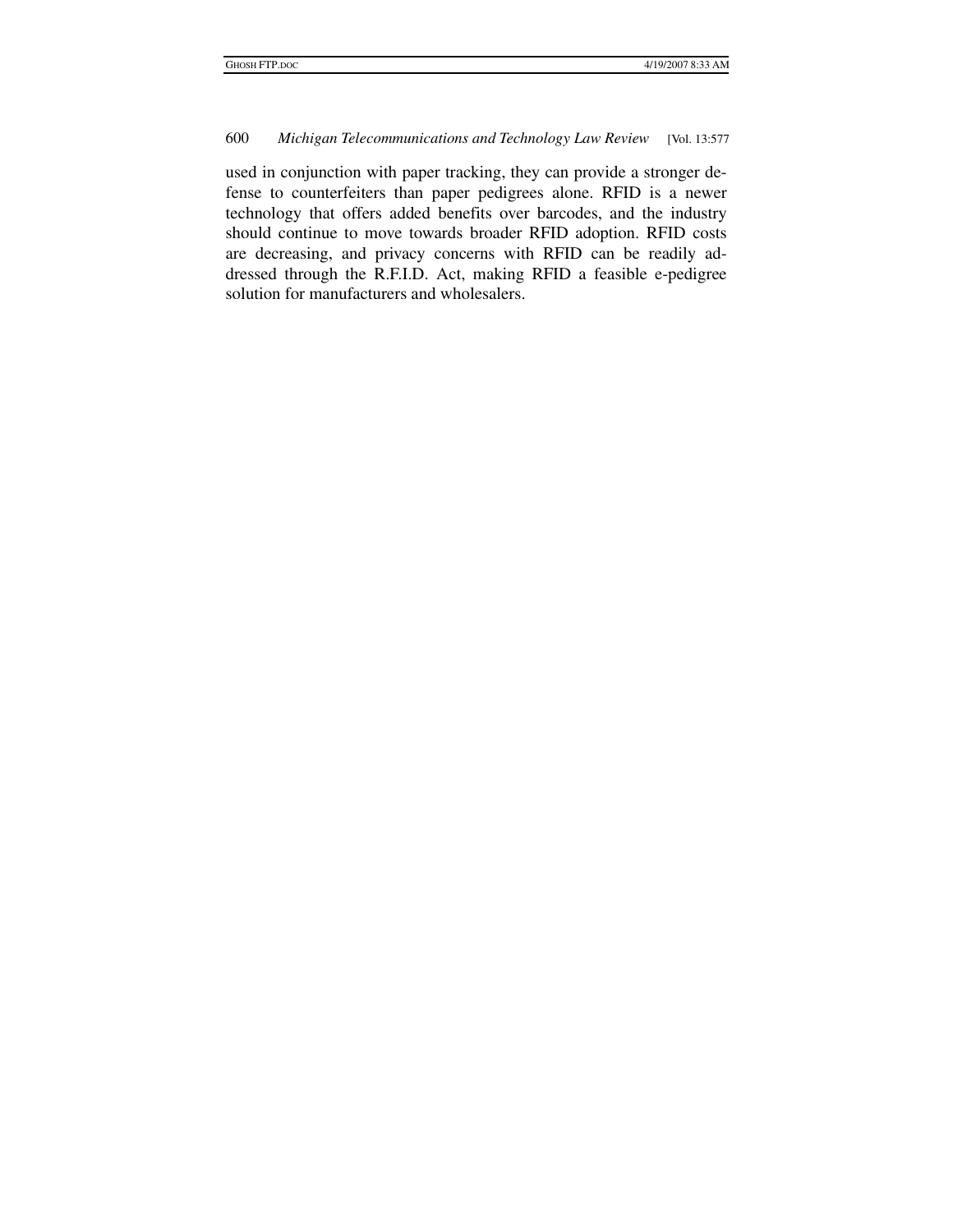used in conjunction with paper tracking, they can provide a stronger defense to counterfeiters than paper pedigrees alone. RFID is a newer technology that offers added benefits over barcodes, and the industry should continue to move towards broader RFID adoption. RFID costs are decreasing, and privacy concerns with RFID can be readily addressed through the R.F.I.D. Act, making RFID a feasible e-pedigree solution for manufacturers and wholesalers.